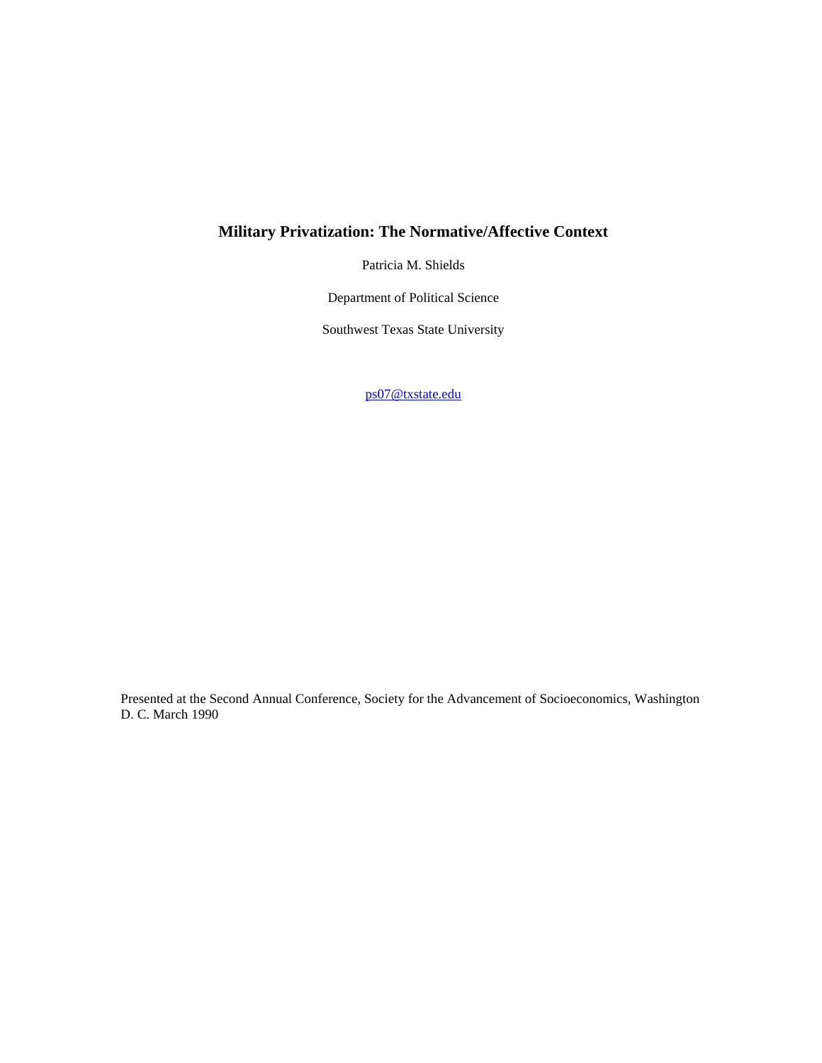# Military Privatization: The Normative/Affective Context

Patricia M. Shields

Department of Political Science

Southwest Texas State University

ps07@txstate.edu

Presented at the Second Annual Conference, Society for the Advancement of Socioeconomics, Washington D. C. March 1990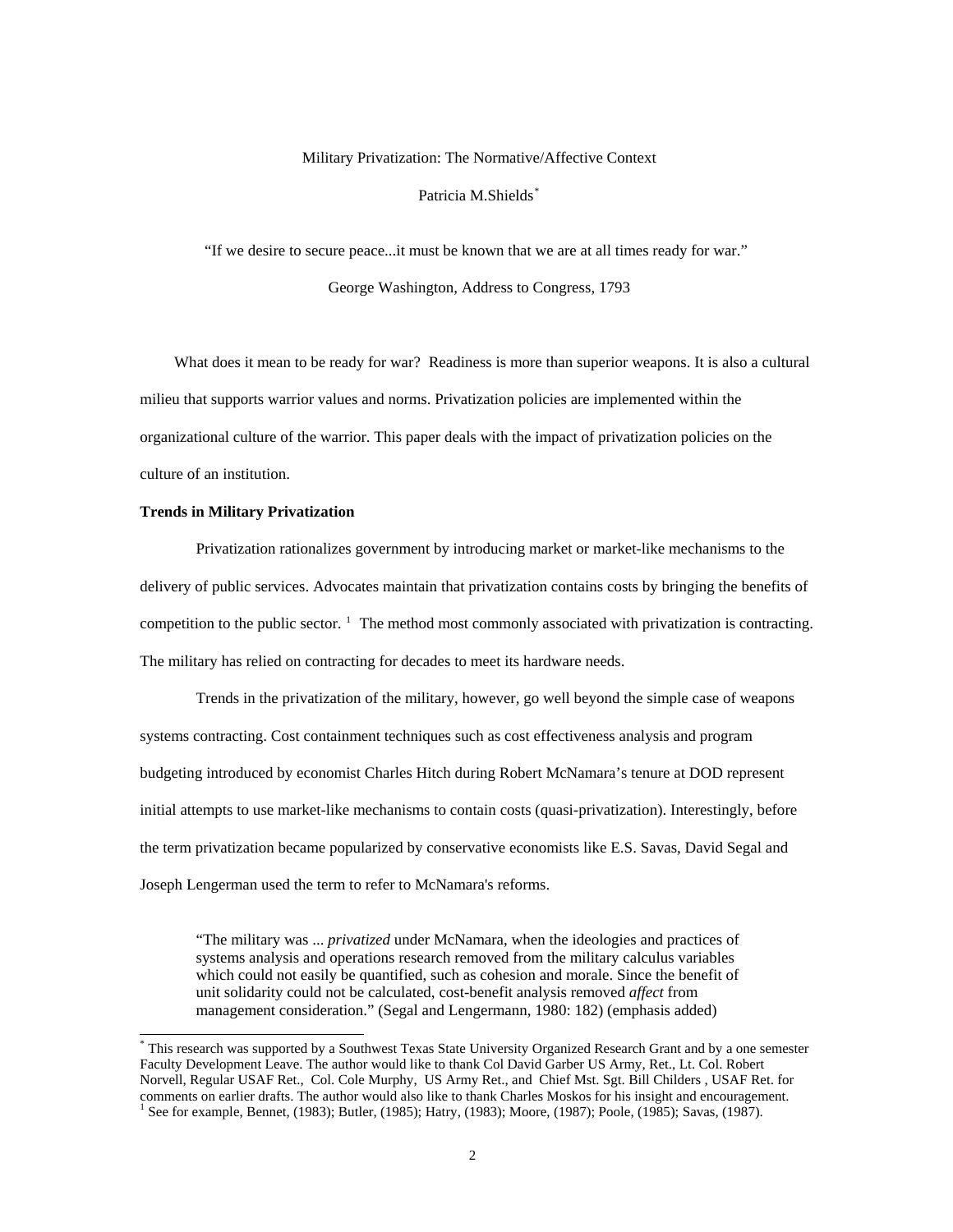Military Privatization: The Normative/Affective Context

Patricia M.Shields[*]

"If we desire to secure peace...it must be known that we are at all times ready for war."

George Washington, Address to Congress, 1793

What does it mean to be ready for war? Readiness is more than superior weapons. It is also a cultural milieu that supports warrior values and norms. Privatization policies are implemented within the organizational culture of the warrior. This paper deals with the impact of privatization policies on the culture of an institution.

**Trends in Military Privatization**

Privatization rationalizes government by introducing market or market-like mechanisms to the delivery of public services. Advocates maintain that privatization contains costs by bringing the benefits of competition to the public sector. [1] The method most commonly associated with privatization is contracting. The military has relied on contracting for decades to meet its hardware needs.

Trends in the privatization of the military, however, go well beyond the simple case of weapons systems contracting. Cost containment techniques such as cost effectiveness analysis and program budgeting introduced by economist Charles Hitch during Robert McNamara's tenure at DOD represent initial attempts to use market-like mechanisms to contain costs (quasi-privatization). Interestingly, before the term privatization became popularized by conservative economists like E.S. Savas, David Segal and Joseph Lengerman used the term to refer to McNamara's reforms.

> "The military was ... *privatized* under McNamara, when the ideologies and practices of systems analysis and operations research removed from the military calculus variables which could not easily be quantified, such as cohesion and morale. Since the benefit of unit solidarity could not be calculated, cost-benefit analysis removed *affect* from management consideration." (Segal and Lengermann, 1980: 182) (emphasis added)

---

[*] This research was supported by a Southwest Texas State University Organized Research Grant and by a one semester Faculty Development Leave. The author would like to thank Col David Garber US Army, Ret., Lt. Col. Robert Norvell, Regular USAF Ret., Col. Cole Murphy, US Army Ret., and Chief Mst. Sgt. Bill Childers , USAF Ret. for comments on earlier drafts. The author would also like to thank Charles Moskos for his insight and encouragement.

[1] See for example, Bennet, (1983); Butler, (1985); Hatry, (1983); Moore, (1987); Poole, (1985); Savas, (1987).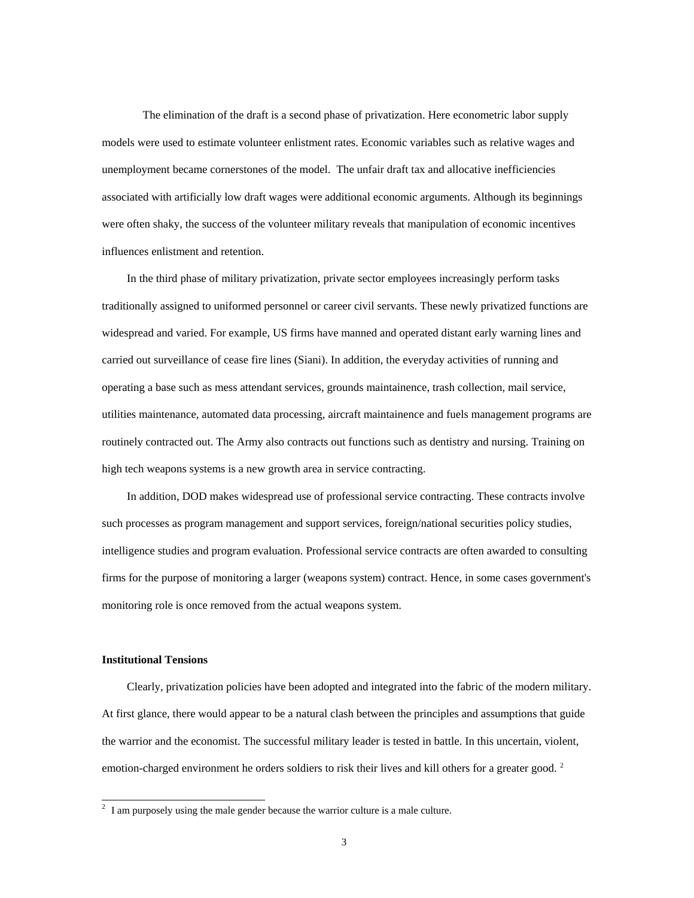The elimination of the draft is a second phase of privatization. Here econometric labor supply models were used to estimate volunteer enlistment rates. Economic variables such as relative wages and unemployment became cornerstones of the model.  The unfair draft tax and allocative inefficiencies associated with artificially low draft wages were additional economic arguments. Although its beginnings were often shaky, the success of the volunteer military reveals that manipulation of economic incentives influences enlistment and retention.

In the third phase of military privatization, private sector employees increasingly perform tasks traditionally assigned to uniformed personnel or career civil servants. These newly privatized functions are widespread and varied. For example, US firms have manned and operated distant early warning lines and carried out surveillance of cease fire lines (Siani). In addition, the everyday activities of running and operating a base such as mess attendant services, grounds maintainence, trash collection, mail service, utilities maintenance, automated data processing, aircraft maintainence and fuels management programs are routinely contracted out. The Army also contracts out functions such as dentistry and nursing. Training on high tech weapons systems is a new growth area in service contracting.

In addition, DOD makes widespread use of professional service contracting. These contracts involve such processes as program management and support services, foreign/national securities policy studies, intelligence studies and program evaluation. Professional service contracts are often awarded to consulting firms for the purpose of monitoring a larger (weapons system) contract. Hence, in some cases government's monitoring role is once removed from the actual weapons system.

**Institutional Tensions**

Clearly, privatization policies have been adopted and integrated into the fabric of the modern military. At first glance, there would appear to be a natural clash between the principles and assumptions that guide the warrior and the economist. The successful military leader is tested in battle. In this uncertain, violent, emotion-charged environment he orders soldiers to risk their lives and kill others for a greater good. [2]

[2] I am purposely using the male gender because the warrior culture is a male culture.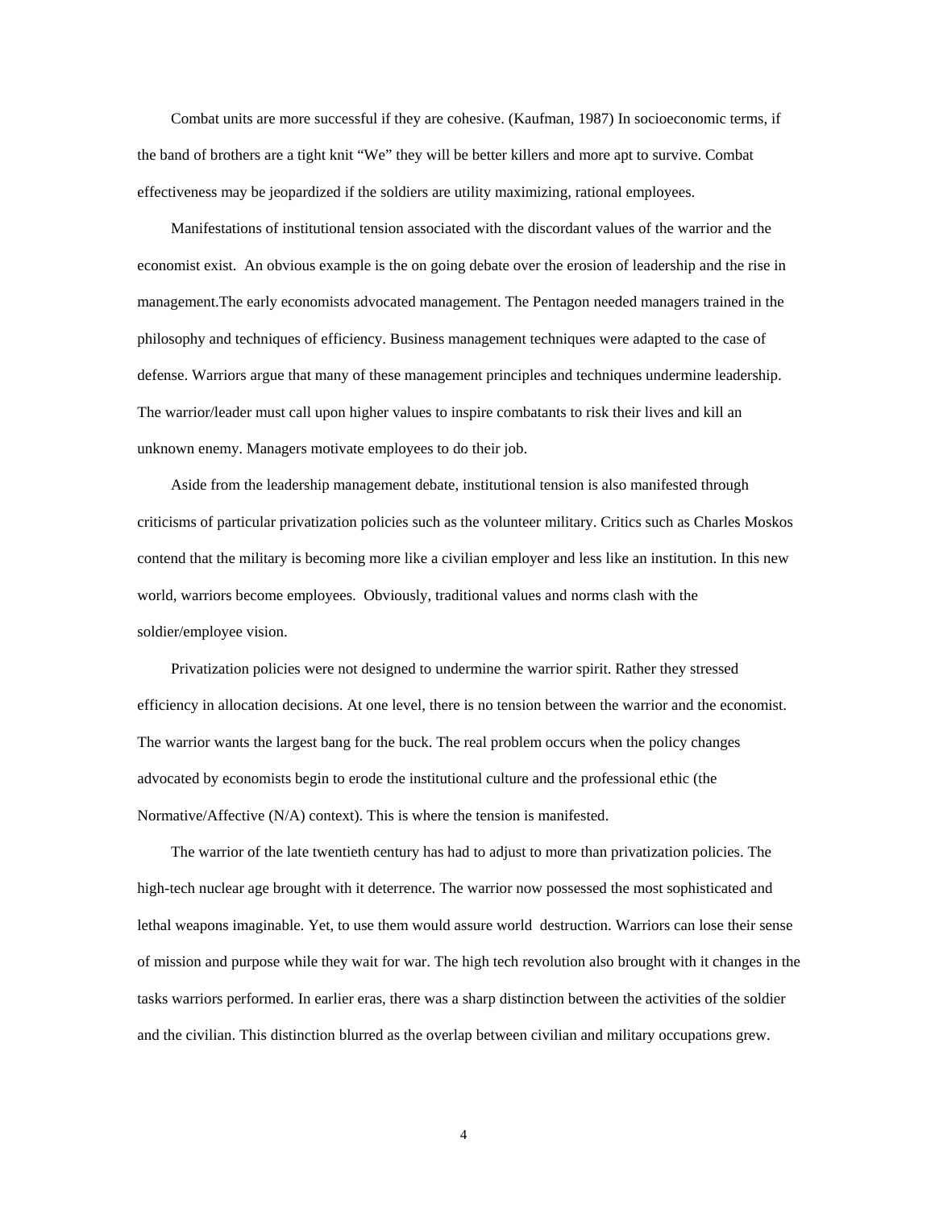Combat units are more successful if they are cohesive. (Kaufman, 1987) In socioeconomic terms, if the band of brothers are a tight knit "We" they will be better killers and more apt to survive. Combat effectiveness may be jeopardized if the soldiers are utility maximizing, rational employees.

Manifestations of institutional tension associated with the discordant values of the warrior and the economist exist. An obvious example is the on going debate over the erosion of leadership and the rise in management.The early economists advocated management. The Pentagon needed managers trained in the philosophy and techniques of efficiency. Business management techniques were adapted to the case of defense. Warriors argue that many of these management principles and techniques undermine leadership. The warrior/leader must call upon higher values to inspire combatants to risk their lives and kill an unknown enemy. Managers motivate employees to do their job.

Aside from the leadership management debate, institutional tension is also manifested through criticisms of particular privatization policies such as the volunteer military. Critics such as Charles Moskos contend that the military is becoming more like a civilian employer and less like an institution. In this new world, warriors become employees. Obviously, traditional values and norms clash with the soldier/employee vision.

Privatization policies were not designed to undermine the warrior spirit. Rather they stressed efficiency in allocation decisions. At one level, there is no tension between the warrior and the economist. The warrior wants the largest bang for the buck. The real problem occurs when the policy changes advocated by economists begin to erode the institutional culture and the professional ethic (the Normative/Affective (N/A) context). This is where the tension is manifested.

The warrior of the late twentieth century has had to adjust to more than privatization policies. The high-tech nuclear age brought with it deterrence. The warrior now possessed the most sophisticated and lethal weapons imaginable. Yet, to use them would assure world destruction. Warriors can lose their sense of mission and purpose while they wait for war. The high tech revolution also brought with it changes in the tasks warriors performed. In earlier eras, there was a sharp distinction between the activities of the soldier and the civilian. This distinction blurred as the overlap between civilian and military occupations grew.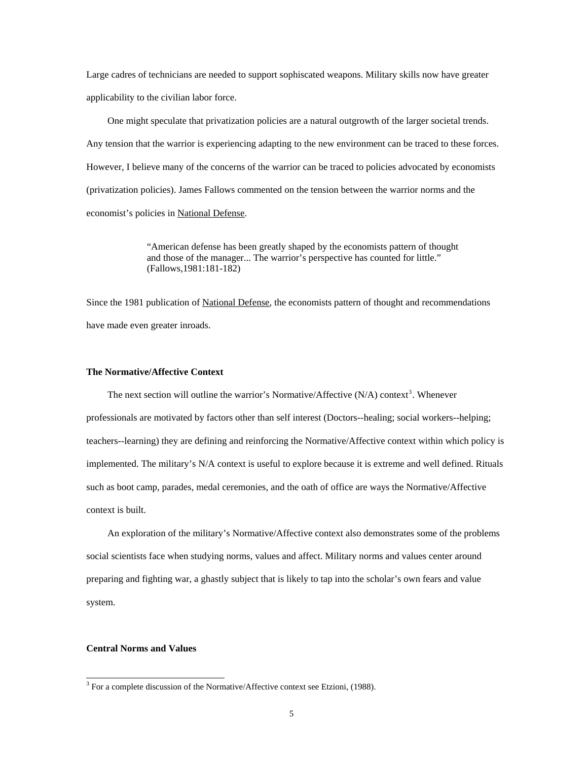Large cadres of technicians are needed to support sophiscated weapons. Military skills now have greater applicability to the civilian labor force.

One might speculate that privatization policies are a natural outgrowth of the larger societal trends. Any tension that the warrior is experiencing adapting to the new environment can be traced to these forces. However, I believe many of the concerns of the warrior can be traced to policies advocated by economists (privatization policies). James Fallows commented on the tension between the warrior norms and the economist's policies in National Defense.

> "American defense has been greatly shaped by the economists pattern of thought and those of the manager... The warrior's perspective has counted for little." (Fallows,1981:181-182)

Since the 1981 publication of National Defense, the economists pattern of thought and recommendations have made even greater inroads.

### The Normative/Affective Context

The next section will outline the warrior's Normative/Affective (N/A) context[3]. Whenever professionals are motivated by factors other than self interest (Doctors--healing; social workers--helping; teachers--learning) they are defining and reinforcing the Normative/Affective context within which policy is implemented. The military's N/A context is useful to explore because it is extreme and well defined. Rituals such as boot camp, parades, medal ceremonies, and the oath of office are ways the Normative/Affective context is built.

An exploration of the military's Normative/Affective context also demonstrates some of the problems social scientists face when studying norms, values and affect. Military norms and values center around preparing and fighting war, a ghastly subject that is likely to tap into the scholar's own fears and value system.

### Central Norms and Values

[3] For a complete discussion of the Normative/Affective context see Etzioni, (1988).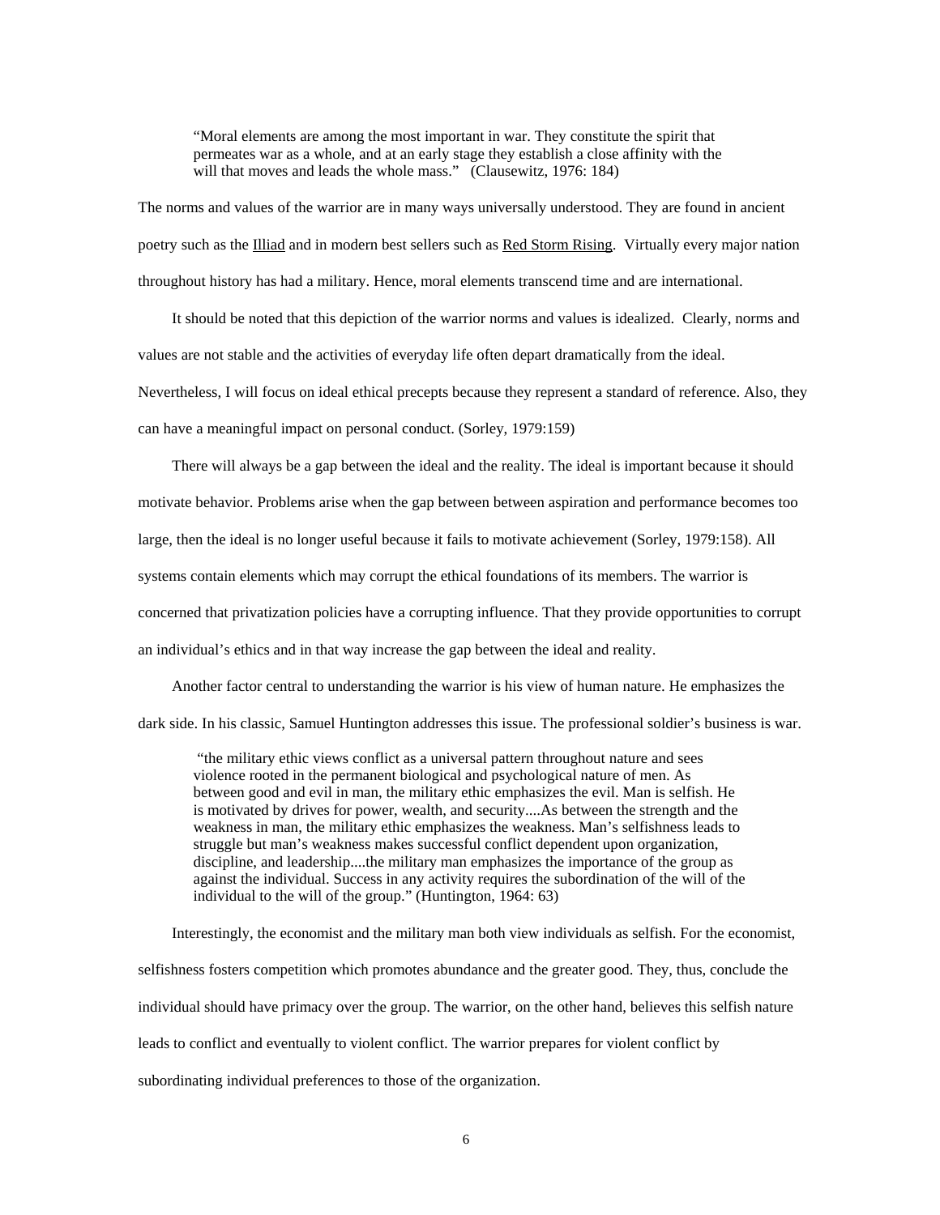> "Moral elements are among the most important in war. They constitute the spirit that permeates war as a whole, and at an early stage they establish a close affinity with the will that moves and leads the whole mass." (Clausewitz, 1976: 184)

The norms and values of the warrior are in many ways universally understood. They are found in ancient poetry such as the Illiad and in modern best sellers such as Red Storm Rising. Virtually every major nation throughout history has had a military. Hence, moral elements transcend time and are international.

It should be noted that this depiction of the warrior norms and values is idealized. Clearly, norms and values are not stable and the activities of everyday life often depart dramatically from the ideal. Nevertheless, I will focus on ideal ethical precepts because they represent a standard of reference. Also, they can have a meaningful impact on personal conduct. (Sorley, 1979:159)

There will always be a gap between the ideal and the reality. The ideal is important because it should motivate behavior. Problems arise when the gap between between aspiration and performance becomes too large, then the ideal is no longer useful because it fails to motivate achievement (Sorley, 1979:158). All systems contain elements which may corrupt the ethical foundations of its members. The warrior is concerned that privatization policies have a corrupting influence. That they provide opportunities to corrupt an individual's ethics and in that way increase the gap between the ideal and reality.

Another factor central to understanding the warrior is his view of human nature. He emphasizes the dark side. In his classic, Samuel Huntington addresses this issue. The professional soldier's business is war.

> "the military ethic views conflict as a universal pattern throughout nature and sees violence rooted in the permanent biological and psychological nature of men. As between good and evil in man, the military ethic emphasizes the evil. Man is selfish. He is motivated by drives for power, wealth, and security....As between the strength and the weakness in man, the military ethic emphasizes the weakness. Man's selfishness leads to struggle but man's weakness makes successful conflict dependent upon organization, discipline, and leadership....the military man emphasizes the importance of the group as against the individual. Success in any activity requires the subordination of the will of the individual to the will of the group." (Huntington, 1964: 63)

Interestingly, the economist and the military man both view individuals as selfish. For the economist, selfishness fosters competition which promotes abundance and the greater good. They, thus, conclude the individual should have primacy over the group. The warrior, on the other hand, believes this selfish nature leads to conflict and eventually to violent conflict. The warrior prepares for violent conflict by subordinating individual preferences to those of the organization.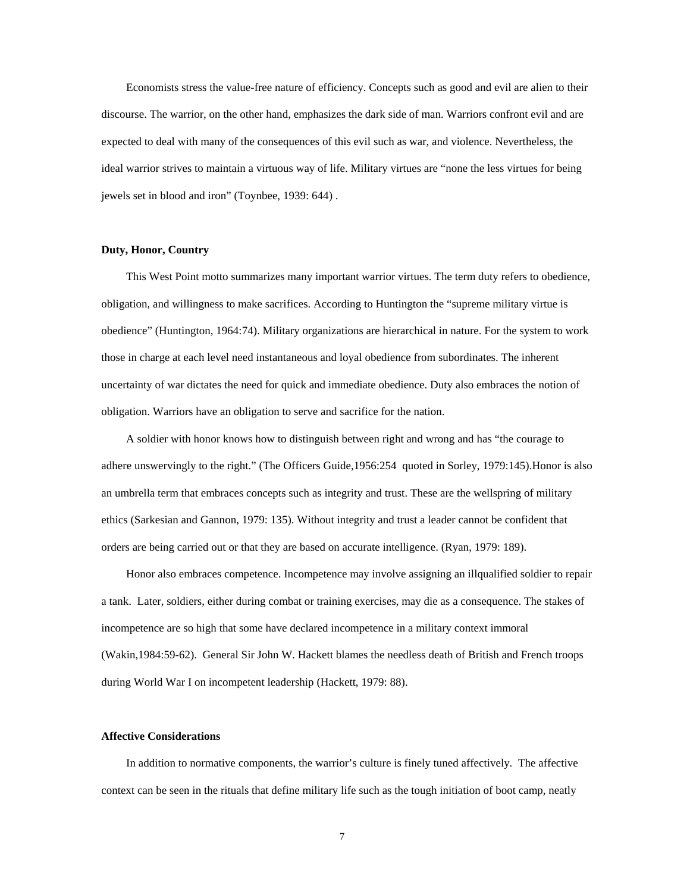Economists stress the value-free nature of efficiency. Concepts such as good and evil are alien to their discourse. The warrior, on the other hand, emphasizes the dark side of man. Warriors confront evil and are expected to deal with many of the consequences of this evil such as war, and violence. Nevertheless, the ideal warrior strives to maintain a virtuous way of life. Military virtues are "none the less virtues for being jewels set in blood and iron" (Toynbee, 1939: 644) .

**Duty, Honor, Country**

This West Point motto summarizes many important warrior virtues. The term duty refers to obedience, obligation, and willingness to make sacrifices. According to Huntington the "supreme military virtue is obedience" (Huntington, 1964:74). Military organizations are hierarchical in nature. For the system to work those in charge at each level need instantaneous and loyal obedience from subordinates. The inherent uncertainty of war dictates the need for quick and immediate obedience. Duty also embraces the notion of obligation. Warriors have an obligation to serve and sacrifice for the nation.

A soldier with honor knows how to distinguish between right and wrong and has "the courage to adhere unswervingly to the right." (The Officers Guide,1956:254 quoted in Sorley, 1979:145).Honor is also an umbrella term that embraces concepts such as integrity and trust. These are the wellspring of military ethics (Sarkesian and Gannon, 1979: 135). Without integrity and trust a leader cannot be confident that orders are being carried out or that they are based on accurate intelligence. (Ryan, 1979: 189).

Honor also embraces competence. Incompetence may involve assigning an illqualified soldier to repair a tank. Later, soldiers, either during combat or training exercises, may die as a consequence. The stakes of incompetence are so high that some have declared incompetence in a military context immoral (Wakin,1984:59-62). General Sir John W. Hackett blames the needless death of British and French troops during World War I on incompetent leadership (Hackett, 1979: 88).

**Affective Considerations**

In addition to normative components, the warrior's culture is finely tuned affectively. The affective context can be seen in the rituals that define military life such as the tough initiation of boot camp, neatly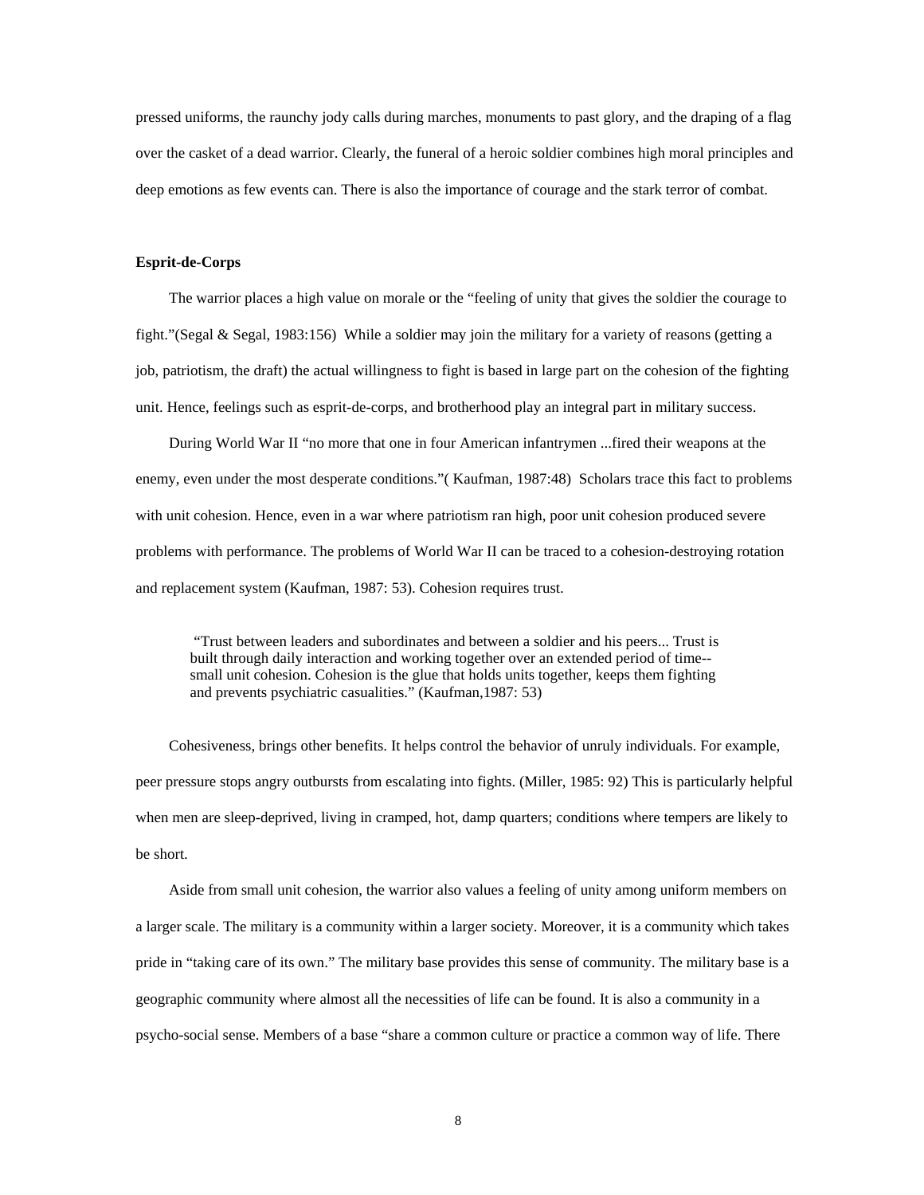pressed uniforms, the raunchy jody calls during marches, monuments to past glory, and the draping of a flag over the casket of a dead warrior. Clearly, the funeral of a heroic soldier combines high moral principles and deep emotions as few events can. There is also the importance of courage and the stark terror of combat.

**Esprit-de-Corps**

The warrior places a high value on morale or the "feeling of unity that gives the soldier the courage to fight."(Segal & Segal, 1983:156) While a soldier may join the military for a variety of reasons (getting a job, patriotism, the draft) the actual willingness to fight is based in large part on the cohesion of the fighting unit. Hence, feelings such as esprit-de-corps, and brotherhood play an integral part in military success.

During World War II "no more that one in four American infantrymen ...fired their weapons at the enemy, even under the most desperate conditions."( Kaufman, 1987:48) Scholars trace this fact to problems with unit cohesion. Hence, even in a war where patriotism ran high, poor unit cohesion produced severe problems with performance. The problems of World War II can be traced to a cohesion-destroying rotation and replacement system (Kaufman, 1987: 53). Cohesion requires trust.

> "Trust between leaders and subordinates and between a soldier and his peers... Trust is built through daily interaction and working together over an extended period of time--small unit cohesion. Cohesion is the glue that holds units together, keeps them fighting and prevents psychiatric casualities." (Kaufman,1987: 53)

Cohesiveness, brings other benefits. It helps control the behavior of unruly individuals. For example, peer pressure stops angry outbursts from escalating into fights. (Miller, 1985: 92) This is particularly helpful when men are sleep-deprived, living in cramped, hot, damp quarters; conditions where tempers are likely to be short.

Aside from small unit cohesion, the warrior also values a feeling of unity among uniform members on a larger scale. The military is a community within a larger society. Moreover, it is a community which takes pride in "taking care of its own." The military base provides this sense of community. The military base is a geographic community where almost all the necessities of life can be found. It is also a community in a psycho-social sense. Members of a base "share a common culture or practice a common way of life. There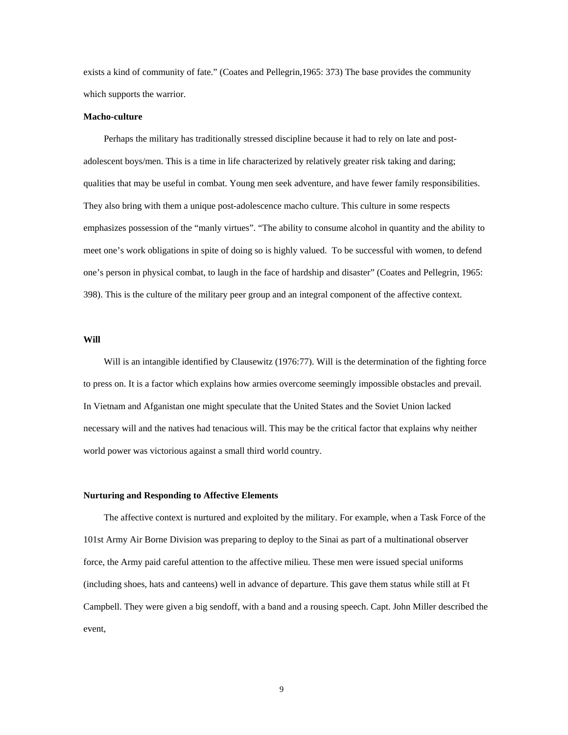exists a kind of community of fate." (Coates and Pellegrin,1965: 373) The base provides the community which supports the warrior.

**Macho-culture**

Perhaps the military has traditionally stressed discipline because it had to rely on late and post-adolescent boys/men. This is a time in life characterized by relatively greater risk taking and daring; qualities that may be useful in combat. Young men seek adventure, and have fewer family responsibilities. They also bring with them a unique post-adolescence macho culture. This culture in some respects emphasizes possession of the "manly virtues". "The ability to consume alcohol in quantity and the ability to meet one's work obligations in spite of doing so is highly valued. To be successful with women, to defend one's person in physical combat, to laugh in the face of hardship and disaster" (Coates and Pellegrin, 1965: 398). This is the culture of the military peer group and an integral component of the affective context.

**Will**

Will is an intangible identified by Clausewitz (1976:77). Will is the determination of the fighting force to press on. It is a factor which explains how armies overcome seemingly impossible obstacles and prevail. In Vietnam and Afganistan one might speculate that the United States and the Soviet Union lacked necessary will and the natives had tenacious will. This may be the critical factor that explains why neither world power was victorious against a small third world country.

**Nurturing and Responding to Affective Elements**

The affective context is nurtured and exploited by the military. For example, when a Task Force of the 101st Army Air Borne Division was preparing to deploy to the Sinai as part of a multinational observer force, the Army paid careful attention to the affective milieu. These men were issued special uniforms (including shoes, hats and canteens) well in advance of departure. This gave them status while still at Ft Campbell. They were given a big sendoff, with a band and a rousing speech. Capt. John Miller described the event,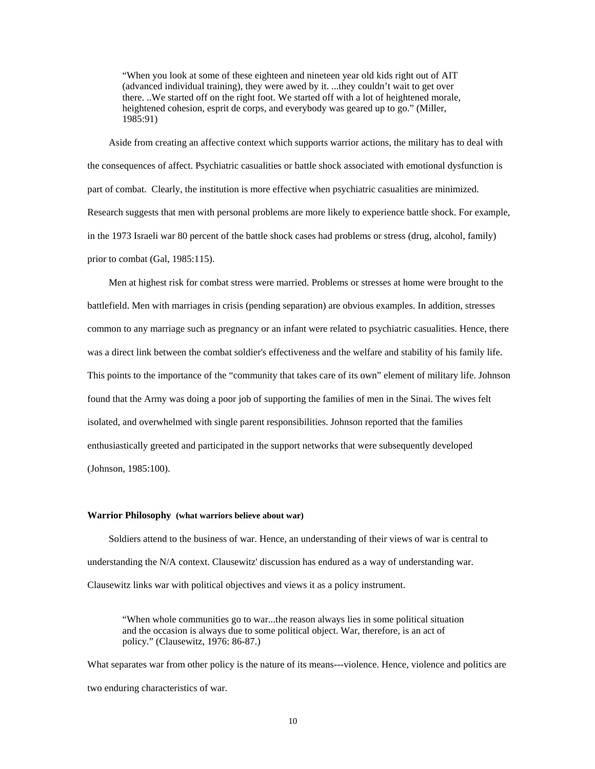> "When you look at some of these eighteen and nineteen year old kids right out of AIT (advanced individual training), they were awed by it. ...they couldn't wait to get over there. ..We started off on the right foot. We started off with a lot of heightened morale, heightened cohesion, esprit de corps, and everybody was geared up to go." (Miller, 1985:91)

Aside from creating an affective context which supports warrior actions, the military has to deal with the consequences of affect. Psychiatric casualities or battle shock associated with emotional dysfunction is part of combat. Clearly, the institution is more effective when psychiatric casualities are minimized. Research suggests that men with personal problems are more likely to experience battle shock. For example, in the 1973 Israeli war 80 percent of the battle shock cases had problems or stress (drug, alcohol, family) prior to combat (Gal, 1985:115).

Men at highest risk for combat stress were married. Problems or stresses at home were brought to the battlefield. Men with marriages in crisis (pending separation) are obvious examples. In addition, stresses common to any marriage such as pregnancy or an infant were related to psychiatric casualities. Hence, there was a direct link between the combat soldier's effectiveness and the welfare and stability of his family life. This points to the importance of the "community that takes care of its own" element of military life. Johnson found that the Army was doing a poor job of supporting the families of men in the Sinai. The wives felt isolated, and overwhelmed with single parent responsibilities. Johnson reported that the families enthusiastically greeted and participated in the support networks that were subsequently developed (Johnson, 1985:100).

### Warrior Philosophy (what warriors believe about war)

Soldiers attend to the business of war. Hence, an understanding of their views of war is central to understanding the N/A context. Clausewitz' discussion has endured as a way of understanding war. Clausewitz links war with political objectives and views it as a policy instrument.

> "When whole communities go to war...the reason always lies in some political situation and the occasion is always due to some political object. War, therefore, is an act of policy." (Clausewitz, 1976: 86-87.)

What separates war from other policy is the nature of its means---violence. Hence, violence and politics are two enduring characteristics of war.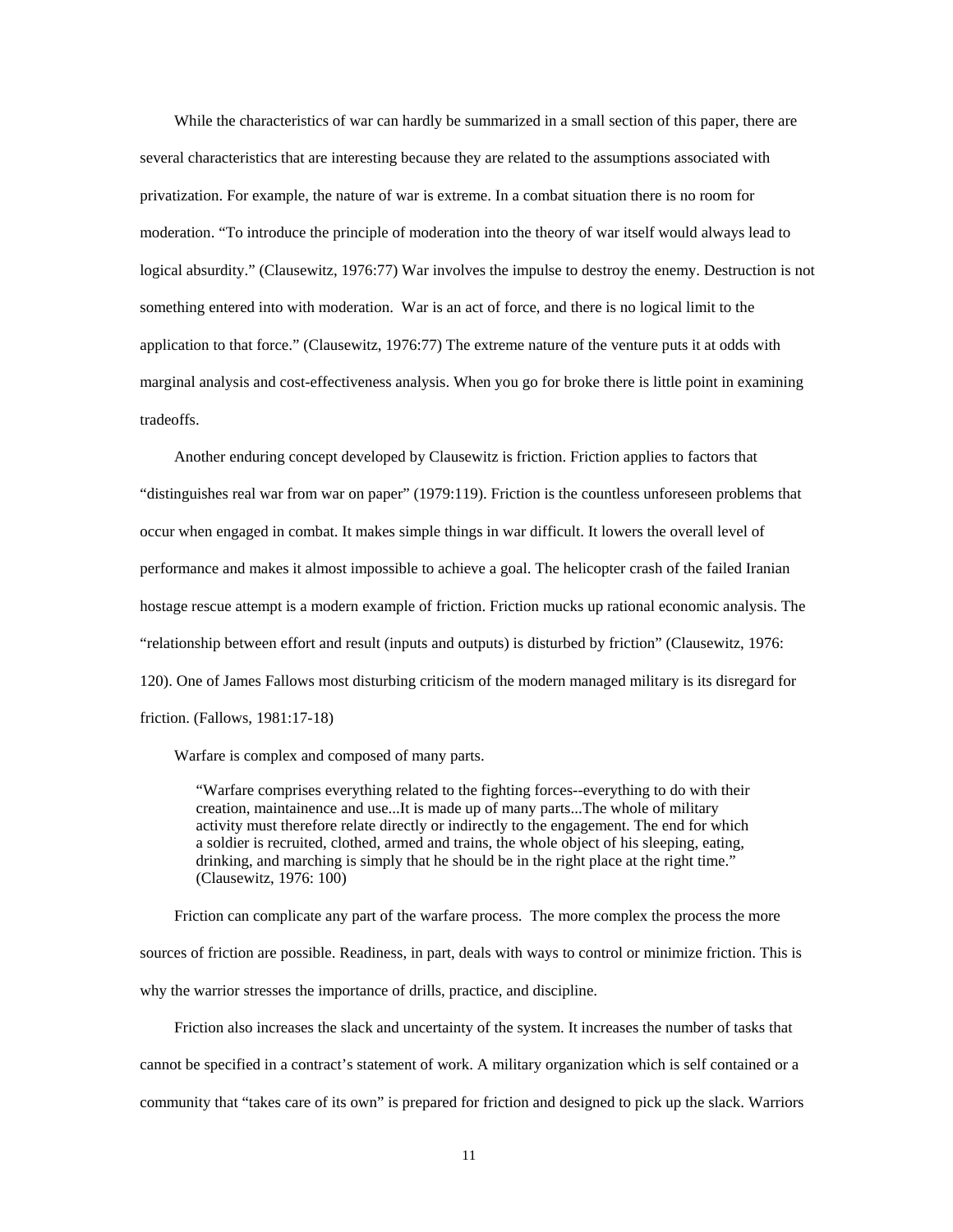While the characteristics of war can hardly be summarized in a small section of this paper, there are several characteristics that are interesting because they are related to the assumptions associated with privatization. For example, the nature of war is extreme. In a combat situation there is no room for moderation. “To introduce the principle of moderation into the theory of war itself would always lead to logical absurdity.” (Clausewitz, 1976:77) War involves the impulse to destroy the enemy. Destruction is not something entered into with moderation. War is an act of force, and there is no logical limit to the application to that force.” (Clausewitz, 1976:77) The extreme nature of the venture puts it at odds with marginal analysis and cost-effectiveness analysis. When you go for broke there is little point in examining tradeoffs.

Another enduring concept developed by Clausewitz is friction. Friction applies to factors that “distinguishes real war from war on paper” (1979:119). Friction is the countless unforeseen problems that occur when engaged in combat. It makes simple things in war difficult. It lowers the overall level of performance and makes it almost impossible to achieve a goal. The helicopter crash of the failed Iranian hostage rescue attempt is a modern example of friction. Friction mucks up rational economic analysis. The “relationship between effort and result (inputs and outputs) is disturbed by friction” (Clausewitz, 1976: 120). One of James Fallows most disturbing criticism of the modern managed military is its disregard for friction. (Fallows, 1981:17-18)

Warfare is complex and composed of many parts.

> “Warfare comprises everything related to the fighting forces--everything to do with their creation, maintainence and use...It is made up of many parts...The whole of military activity must therefore relate directly or indirectly to the engagement. The end for which a soldier is recruited, clothed, armed and trains, the whole object of his sleeping, eating, drinking, and marching is simply that he should be in the right place at the right time.” (Clausewitz, 1976: 100)

Friction can complicate any part of the warfare process. The more complex the process the more sources of friction are possible. Readiness, in part, deals with ways to control or minimize friction. This is why the warrior stresses the importance of drills, practice, and discipline.

Friction also increases the slack and uncertainty of the system. It increases the number of tasks that cannot be specified in a contract’s statement of work. A military organization which is self contained or a community that “takes care of its own” is prepared for friction and designed to pick up the slack. Warriors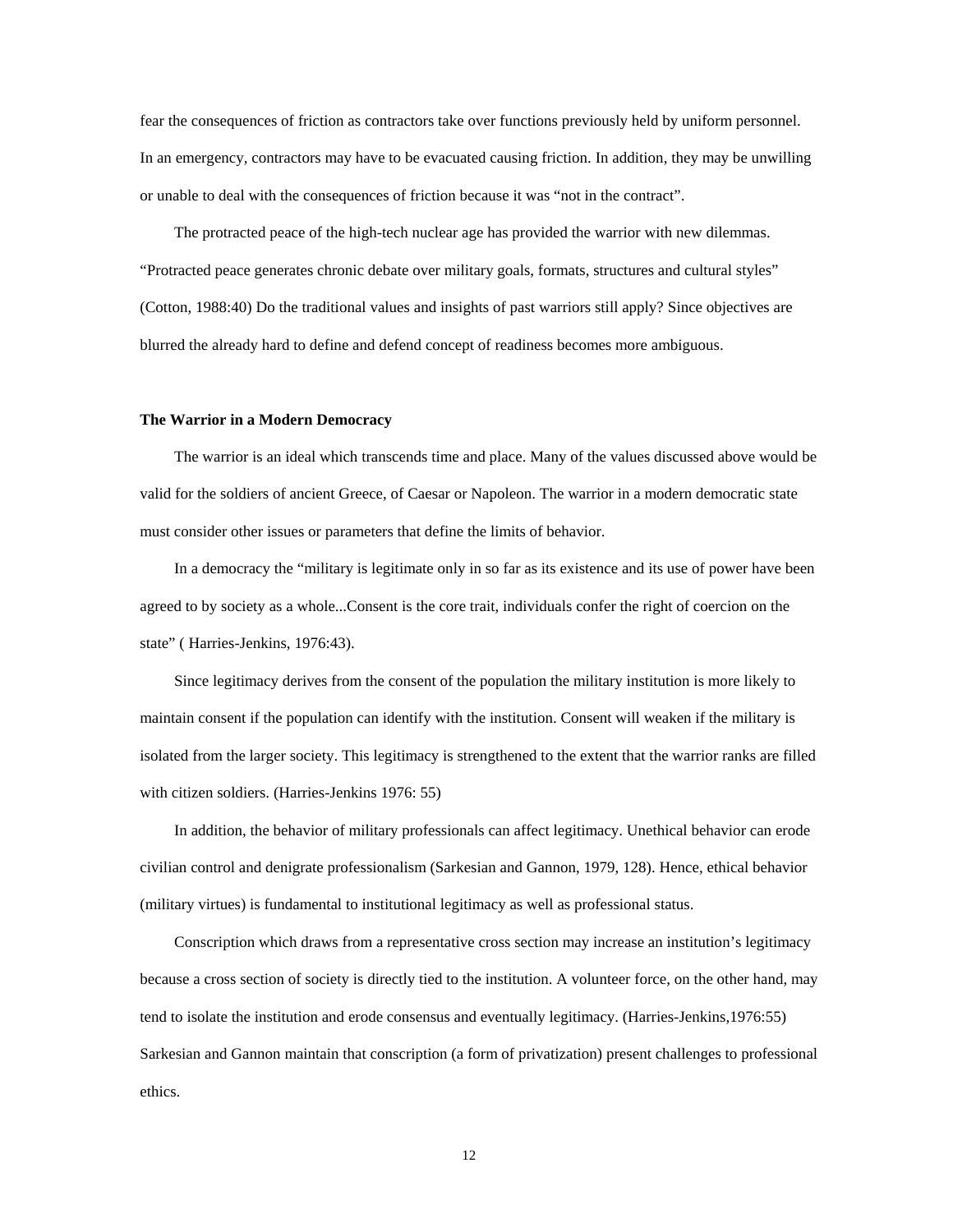fear the consequences of friction as contractors take over functions previously held by uniform personnel. In an emergency, contractors may have to be evacuated causing friction. In addition, they may be unwilling or unable to deal with the consequences of friction because it was "not in the contract".

The protracted peace of the high-tech nuclear age has provided the warrior with new dilemmas. "Protracted peace generates chronic debate over military goals, formats, structures and cultural styles" (Cotton, 1988:40) Do the traditional values and insights of past warriors still apply? Since objectives are blurred the already hard to define and defend concept of readiness becomes more ambiguous.

**The Warrior in a Modern Democracy**

The warrior is an ideal which transcends time and place. Many of the values discussed above would be valid for the soldiers of ancient Greece, of Caesar or Napoleon. The warrior in a modern democratic state must consider other issues or parameters that define the limits of behavior.

In a democracy the "military is legitimate only in so far as its existence and its use of power have been agreed to by society as a whole...Consent is the core trait, individuals confer the right of coercion on the state" ( Harries-Jenkins, 1976:43).

Since legitimacy derives from the consent of the population the military institution is more likely to maintain consent if the population can identify with the institution. Consent will weaken if the military is isolated from the larger society. This legitimacy is strengthened to the extent that the warrior ranks are filled with citizen soldiers. (Harries-Jenkins 1976: 55)

In addition, the behavior of military professionals can affect legitimacy. Unethical behavior can erode civilian control and denigrate professionalism (Sarkesian and Gannon, 1979, 128). Hence, ethical behavior (military virtues) is fundamental to institutional legitimacy as well as professional status.

Conscription which draws from a representative cross section may increase an institution's legitimacy because a cross section of society is directly tied to the institution. A volunteer force, on the other hand, may tend to isolate the institution and erode consensus and eventually legitimacy. (Harries-Jenkins,1976:55) Sarkesian and Gannon maintain that conscription (a form of privatization) present challenges to professional ethics.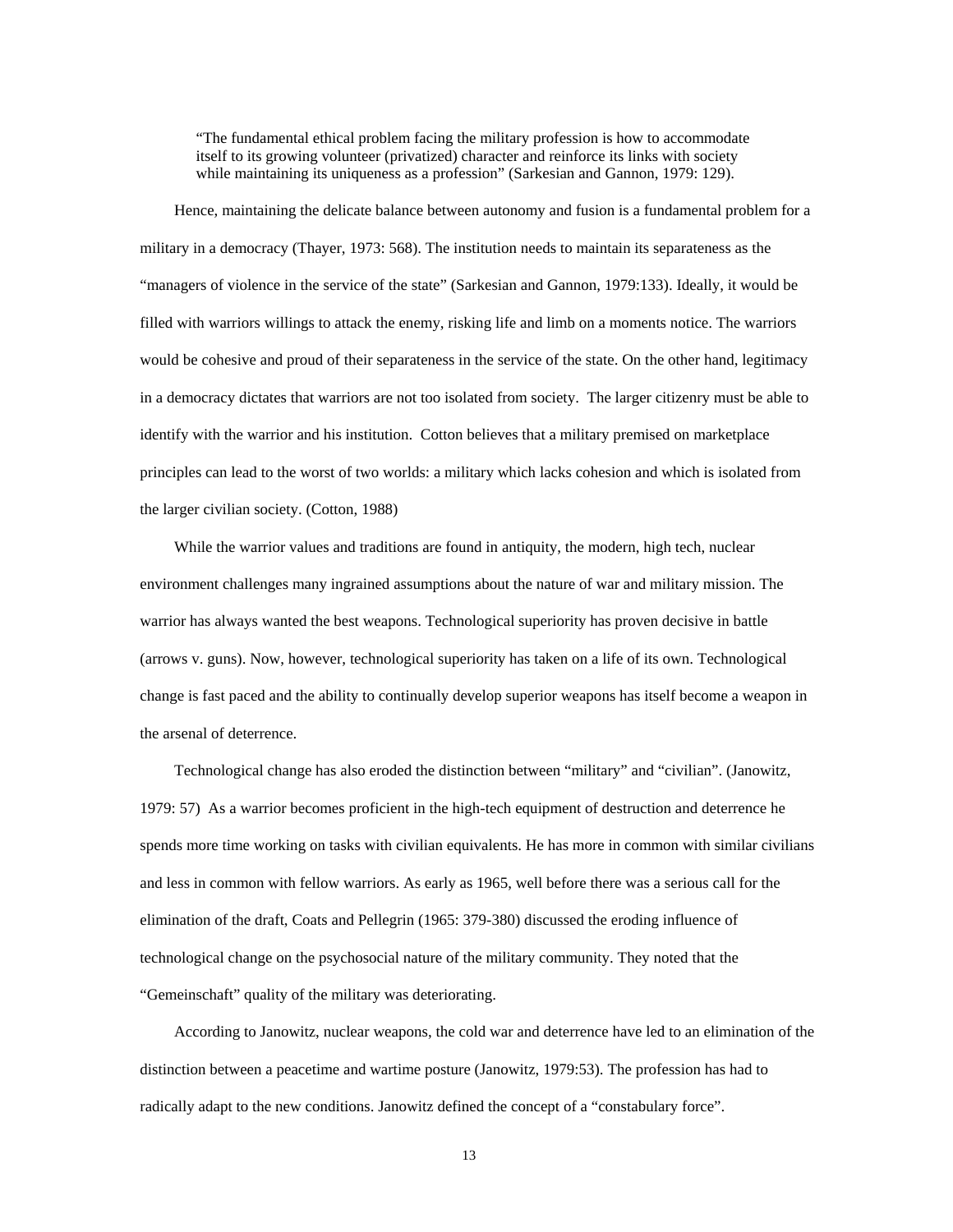> "The fundamental ethical problem facing the military profession is how to accommodate itself to its growing volunteer (privatized) character and reinforce its links with society while maintaining its uniqueness as a profession" (Sarkesian and Gannon, 1979: 129).

Hence, maintaining the delicate balance between autonomy and fusion is a fundamental problem for a military in a democracy (Thayer, 1973: 568). The institution needs to maintain its separateness as the "managers of violence in the service of the state" (Sarkesian and Gannon, 1979:133). Ideally, it would be filled with warriors willings to attack the enemy, risking life and limb on a moments notice. The warriors would be cohesive and proud of their separateness in the service of the state. On the other hand, legitimacy in a democracy dictates that warriors are not too isolated from society. The larger citizenry must be able to identify with the warrior and his institution. Cotton believes that a military premised on marketplace principles can lead to the worst of two worlds: a military which lacks cohesion and which is isolated from the larger civilian society. (Cotton, 1988)

While the warrior values and traditions are found in antiquity, the modern, high tech, nuclear environment challenges many ingrained assumptions about the nature of war and military mission. The warrior has always wanted the best weapons. Technological superiority has proven decisive in battle (arrows v. guns). Now, however, technological superiority has taken on a life of its own. Technological change is fast paced and the ability to continually develop superior weapons has itself become a weapon in the arsenal of deterrence.

Technological change has also eroded the distinction between "military" and "civilian". (Janowitz, 1979: 57) As a warrior becomes proficient in the high-tech equipment of destruction and deterrence he spends more time working on tasks with civilian equivalents. He has more in common with similar civilians and less in common with fellow warriors. As early as 1965, well before there was a serious call for the elimination of the draft, Coats and Pellegrin (1965: 379-380) discussed the eroding influence of technological change on the psychosocial nature of the military community. They noted that the "Gemeinschaft" quality of the military was deteriorating.

According to Janowitz, nuclear weapons, the cold war and deterrence have led to an elimination of the distinction between a peacetime and wartime posture (Janowitz, 1979:53). The profession has had to radically adapt to the new conditions. Janowitz defined the concept of a "constabulary force".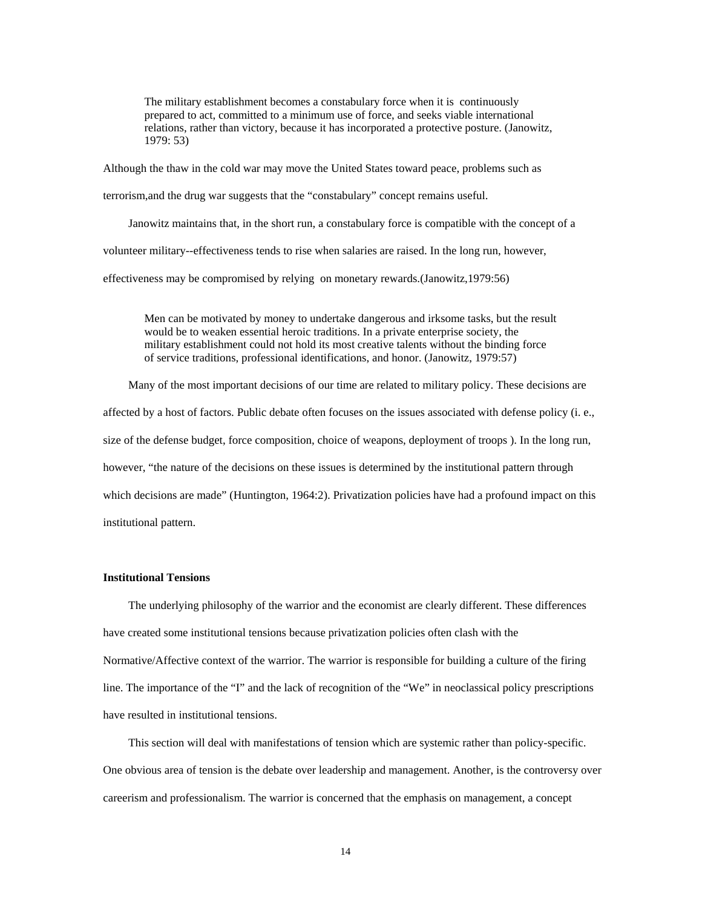> The military establishment becomes a constabulary force when it is continuously prepared to act, committed to a minimum use of force, and seeks viable international relations, rather than victory, because it has incorporated a protective posture. (Janowitz, 1979: 53)

Although the thaw in the cold war may move the United States toward peace, problems such as terrorism,and the drug war suggests that the “constabulary” concept remains useful.

Janowitz maintains that, in the short run, a constabulary force is compatible with the concept of a volunteer military--effectiveness tends to rise when salaries are raised. In the long run, however, effectiveness may be compromised by relying on monetary rewards.(Janowitz,1979:56)

> Men can be motivated by money to undertake dangerous and irksome tasks, but the result would be to weaken essential heroic traditions. In a private enterprise society, the military establishment could not hold its most creative talents without the binding force of service traditions, professional identifications, and honor. (Janowitz, 1979:57)

Many of the most important decisions of our time are related to military policy. These decisions are affected by a host of factors. Public debate often focuses on the issues associated with defense policy (i. e., size of the defense budget, force composition, choice of weapons, deployment of troops ). In the long run, however, “the nature of the decisions on these issues is determined by the institutional pattern through which decisions are made” (Huntington, 1964:2). Privatization policies have had a profound impact on this institutional pattern.

**Institutional Tensions**

The underlying philosophy of the warrior and the economist are clearly different. These differences have created some institutional tensions because privatization policies often clash with the Normative/Affective context of the warrior. The warrior is responsible for building a culture of the firing line. The importance of the “I” and the lack of recognition of the “We” in neoclassical policy prescriptions have resulted in institutional tensions.

This section will deal with manifestations of tension which are systemic rather than policy-specific. One obvious area of tension is the debate over leadership and management. Another, is the controversy over careerism and professionalism. The warrior is concerned that the emphasis on management, a concept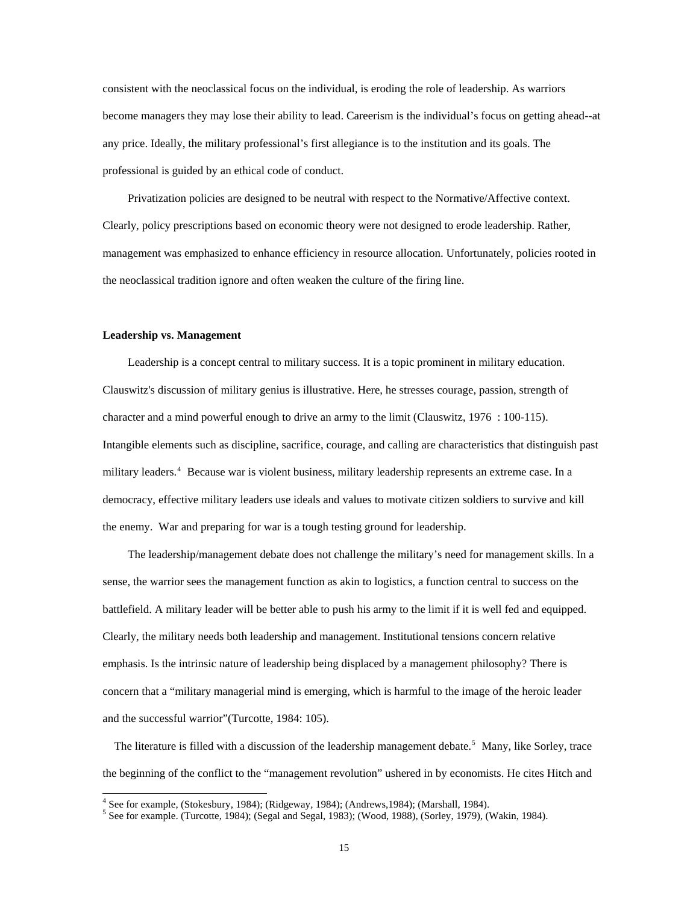consistent with the neoclassical focus on the individual, is eroding the role of leadership. As warriors become managers they may lose their ability to lead. Careerism is the individual's focus on getting ahead--at any price. Ideally, the military professional's first allegiance is to the institution and its goals. The professional is guided by an ethical code of conduct.

Privatization policies are designed to be neutral with respect to the Normative/Affective context. Clearly, policy prescriptions based on economic theory were not designed to erode leadership. Rather, management was emphasized to enhance efficiency in resource allocation. Unfortunately, policies rooted in the neoclassical tradition ignore and often weaken the culture of the firing line.

**Leadership vs. Management**

Leadership is a concept central to military success. It is a topic prominent in military education. Clauswitz's discussion of military genius is illustrative. Here, he stresses courage, passion, strength of character and a mind powerful enough to drive an army to the limit (Clauswitz, 1976 : 100-115). Intangible elements such as discipline, sacrifice, courage, and calling are characteristics that distinguish past military leaders.[4] Because war is violent business, military leadership represents an extreme case. In a democracy, effective military leaders use ideals and values to motivate citizen soldiers to survive and kill the enemy. War and preparing for war is a tough testing ground for leadership.

The leadership/management debate does not challenge the military's need for management skills. In a sense, the warrior sees the management function as akin to logistics, a function central to success on the battlefield. A military leader will be better able to push his army to the limit if it is well fed and equipped. Clearly, the military needs both leadership and management. Institutional tensions concern relative emphasis. Is the intrinsic nature of leadership being displaced by a management philosophy? There is concern that a "military managerial mind is emerging, which is harmful to the image of the heroic leader and the successful warrior"(Turcotte, 1984: 105).

The literature is filled with a discussion of the leadership management debate.[5] Many, like Sorley, trace the beginning of the conflict to the "management revolution" ushered in by economists. He cites Hitch and

[4] See for example, (Stokesbury, 1984); (Ridgeway, 1984); (Andrews,1984); (Marshall, 1984).

[5] See for example. (Turcotte, 1984); (Segal and Segal, 1983); (Wood, 1988), (Sorley, 1979), (Wakin, 1984).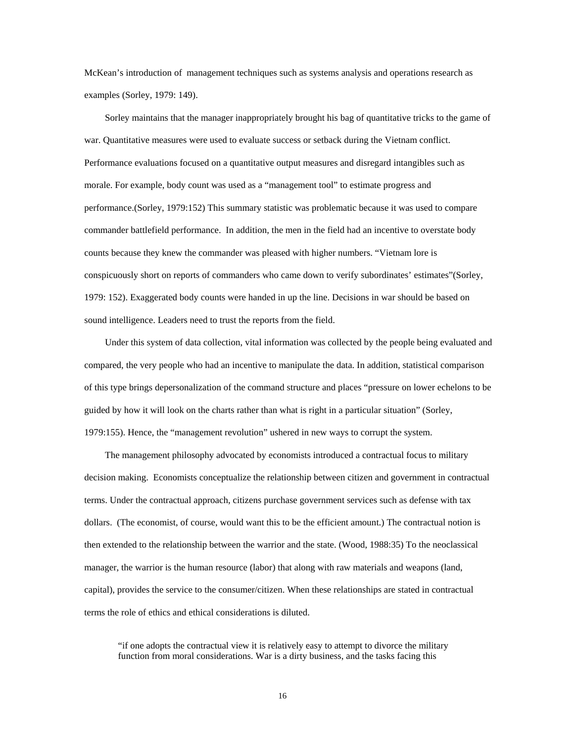McKean's introduction of management techniques such as systems analysis and operations research as examples (Sorley, 1979: 149).

Sorley maintains that the manager inappropriately brought his bag of quantitative tricks to the game of war. Quantitative measures were used to evaluate success or setback during the Vietnam conflict. Performance evaluations focused on a quantitative output measures and disregard intangibles such as morale. For example, body count was used as a "management tool" to estimate progress and performance.(Sorley, 1979:152) This summary statistic was problematic because it was used to compare commander battlefield performance. In addition, the men in the field had an incentive to overstate body counts because they knew the commander was pleased with higher numbers. "Vietnam lore is conspicuously short on reports of commanders who came down to verify subordinates' estimates"(Sorley, 1979: 152). Exaggerated body counts were handed in up the line. Decisions in war should be based on sound intelligence. Leaders need to trust the reports from the field.

Under this system of data collection, vital information was collected by the people being evaluated and compared, the very people who had an incentive to manipulate the data. In addition, statistical comparison of this type brings depersonalization of the command structure and places "pressure on lower echelons to be guided by how it will look on the charts rather than what is right in a particular situation" (Sorley, 1979:155). Hence, the "management revolution" ushered in new ways to corrupt the system.

The management philosophy advocated by economists introduced a contractual focus to military decision making. Economists conceptualize the relationship between citizen and government in contractual terms. Under the contractual approach, citizens purchase government services such as defense with tax dollars. (The economist, of course, would want this to be the efficient amount.) The contractual notion is then extended to the relationship between the warrior and the state. (Wood, 1988:35) To the neoclassical manager, the warrior is the human resource (labor) that along with raw materials and weapons (land, capital), provides the service to the consumer/citizen. When these relationships are stated in contractual terms the role of ethics and ethical considerations is diluted.

> "if one adopts the contractual view it is relatively easy to attempt to divorce the military function from moral considerations. War is a dirty business, and the tasks facing this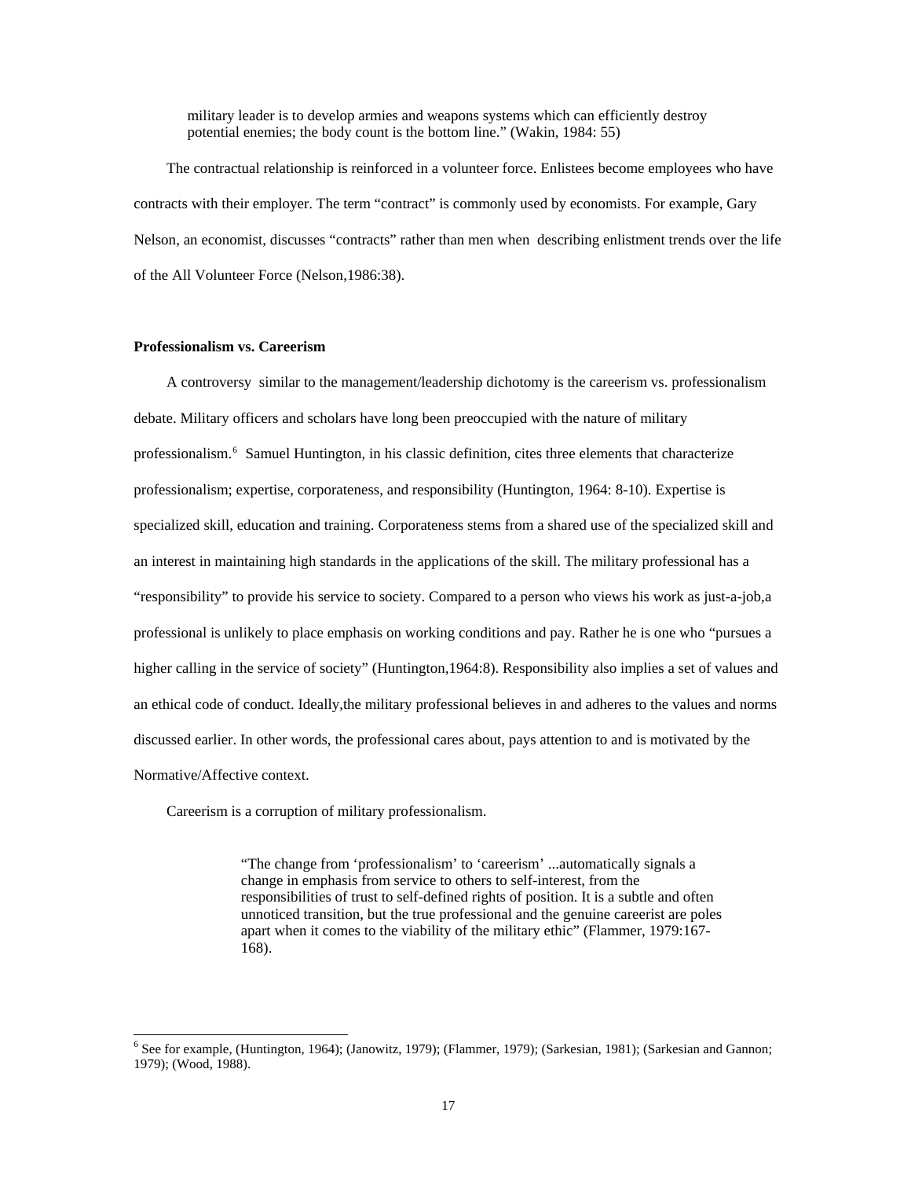> military leader is to develop armies and weapons systems which can efficiently destroy potential enemies; the body count is the bottom line." (Wakin, 1984: 55)

The contractual relationship is reinforced in a volunteer force. Enlistees become employees who have contracts with their employer. The term "contract" is commonly used by economists. For example, Gary Nelson, an economist, discusses "contracts" rather than men when describing enlistment trends over the life of the All Volunteer Force (Nelson,1986:38).

**Professionalism vs. Careerism**

A controversy similar to the management/leadership dichotomy is the careerism vs. professionalism debate. Military officers and scholars have long been preoccupied with the nature of military professionalism.[6] Samuel Huntington, in his classic definition, cites three elements that characterize professionalism; expertise, corporateness, and responsibility (Huntington, 1964: 8-10). Expertise is specialized skill, education and training. Corporateness stems from a shared use of the specialized skill and an interest in maintaining high standards in the applications of the skill. The military professional has a "responsibility" to provide his service to society. Compared to a person who views his work as just-a-job,a professional is unlikely to place emphasis on working conditions and pay. Rather he is one who "pursues a higher calling in the service of society" (Huntington,1964:8). Responsibility also implies a set of values and an ethical code of conduct. Ideally,the military professional believes in and adheres to the values and norms discussed earlier. In other words, the professional cares about, pays attention to and is motivated by the Normative/Affective context.

Careerism is a corruption of military professionalism.

> "The change from 'professionalism' to 'careerism' ...automatically signals a change in emphasis from service to others to self-interest, from the responsibilities of trust to self-defined rights of position. It is a subtle and often unnoticed transition, but the true professional and the genuine careerist are poles apart when it comes to the viability of the military ethic" (Flammer, 1979:167-168).

[6] See for example, (Huntington, 1964); (Janowitz, 1979); (Flammer, 1979); (Sarkesian, 1981); (Sarkesian and Gannon; 1979); (Wood, 1988).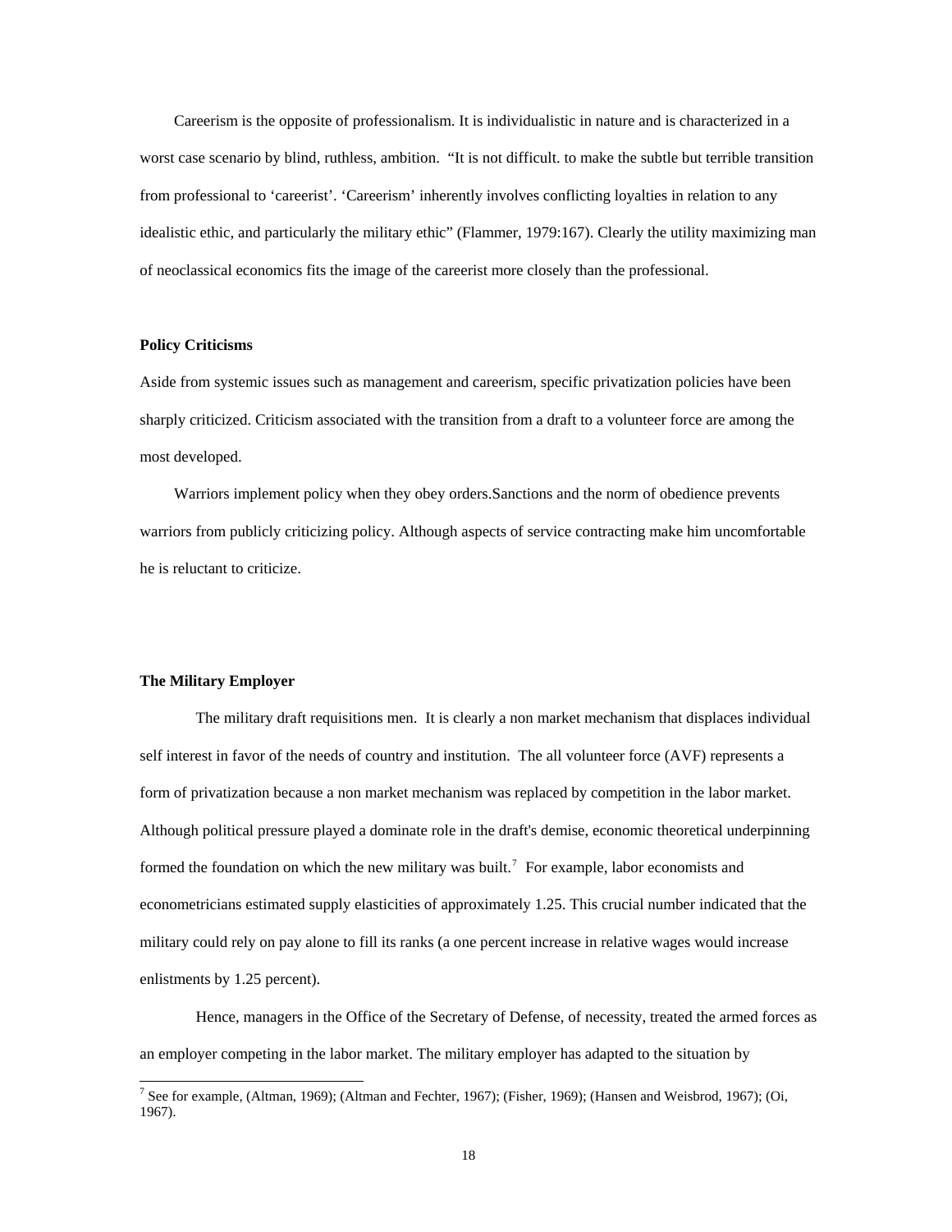Careerism is the opposite of professionalism. It is individualistic in nature and is characterized in a worst case scenario by blind, ruthless, ambition. "It is not difficult. to make the subtle but terrible transition from professional to 'careerist'. 'Careerism' inherently involves conflicting loyalties in relation to any idealistic ethic, and particularly the military ethic" (Flammer, 1979:167). Clearly the utility maximizing man of neoclassical economics fits the image of the careerist more closely than the professional.

**Policy Criticisms**

Aside from systemic issues such as management and careerism, specific privatization policies have been sharply criticized. Criticism associated with the transition from a draft to a volunteer force are among the most developed.

Warriors implement policy when they obey orders.Sanctions and the norm of obedience prevents warriors from publicly criticizing policy. Although aspects of service contracting make him uncomfortable he is reluctant to criticize.

**The Military Employer**

The military draft requisitions men. It is clearly a non market mechanism that displaces individual self interest in favor of the needs of country and institution. The all volunteer force (AVF) represents a form of privatization because a non market mechanism was replaced by competition in the labor market. Although political pressure played a dominate role in the draft's demise, economic theoretical underpinning formed the foundation on which the new military was built.[7] For example, labor economists and econometricians estimated supply elasticities of approximately 1.25. This crucial number indicated that the military could rely on pay alone to fill its ranks (a one percent increase in relative wages would increase enlistments by 1.25 percent).

Hence, managers in the Office of the Secretary of Defense, of necessity, treated the armed forces as an employer competing in the labor market. The military employer has adapted to the situation by

[7] See for example, (Altman, 1969); (Altman and Fechter, 1967); (Fisher, 1969); (Hansen and Weisbrod, 1967); (Oi, 1967).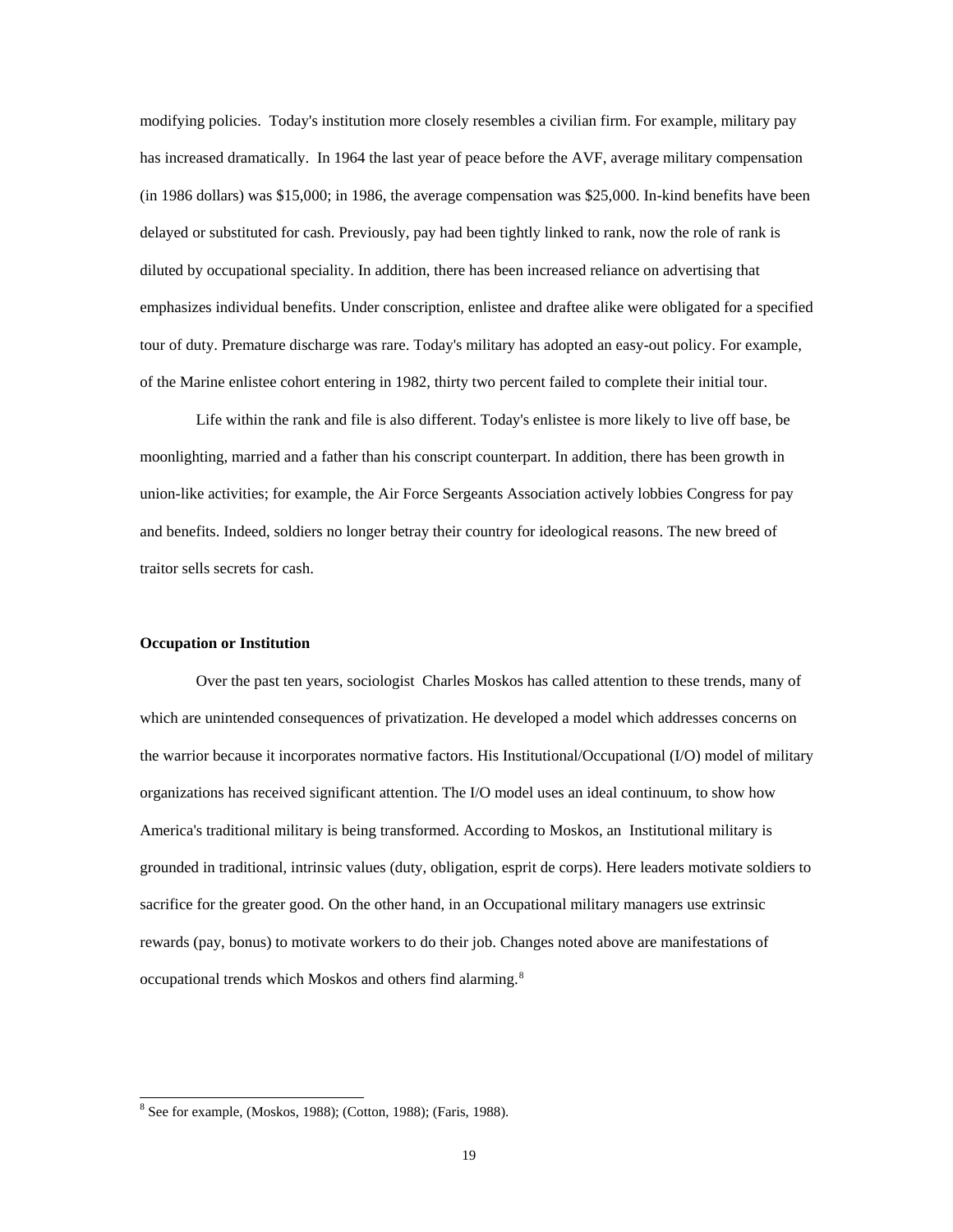modifying policies. Today's institution more closely resembles a civilian firm. For example, military pay has increased dramatically. In 1964 the last year of peace before the AVF, average military compensation (in 1986 dollars) was $15,000; in 1986, the average compensation was $25,000. In-kind benefits have been delayed or substituted for cash. Previously, pay had been tightly linked to rank, now the role of rank is diluted by occupational speciality. In addition, there has been increased reliance on advertising that emphasizes individual benefits. Under conscription, enlistee and draftee alike were obligated for a specified tour of duty. Premature discharge was rare. Today's military has adopted an easy-out policy. For example, of the Marine enlistee cohort entering in 1982, thirty two percent failed to complete their initial tour.

Life within the rank and file is also different. Today's enlistee is more likely to live off base, be moonlighting, married and a father than his conscript counterpart. In addition, there has been growth in union-like activities; for example, the Air Force Sergeants Association actively lobbies Congress for pay and benefits. Indeed, soldiers no longer betray their country for ideological reasons. The new breed of traitor sells secrets for cash.

**Occupation or Institution**

Over the past ten years, sociologist Charles Moskos has called attention to these trends, many of which are unintended consequences of privatization. He developed a model which addresses concerns on the warrior because it incorporates normative factors. His Institutional/Occupational (I/O) model of military organizations has received significant attention. The I/O model uses an ideal continuum, to show how America's traditional military is being transformed. According to Moskos, an Institutional military is grounded in traditional, intrinsic values (duty, obligation, esprit de corps). Here leaders motivate soldiers to sacrifice for the greater good. On the other hand, in an Occupational military managers use extrinsic rewards (pay, bonus) to motivate workers to do their job. Changes noted above are manifestations of occupational trends which Moskos and others find alarming.[8]

[8] See for example, (Moskos, 1988); (Cotton, 1988); (Faris, 1988).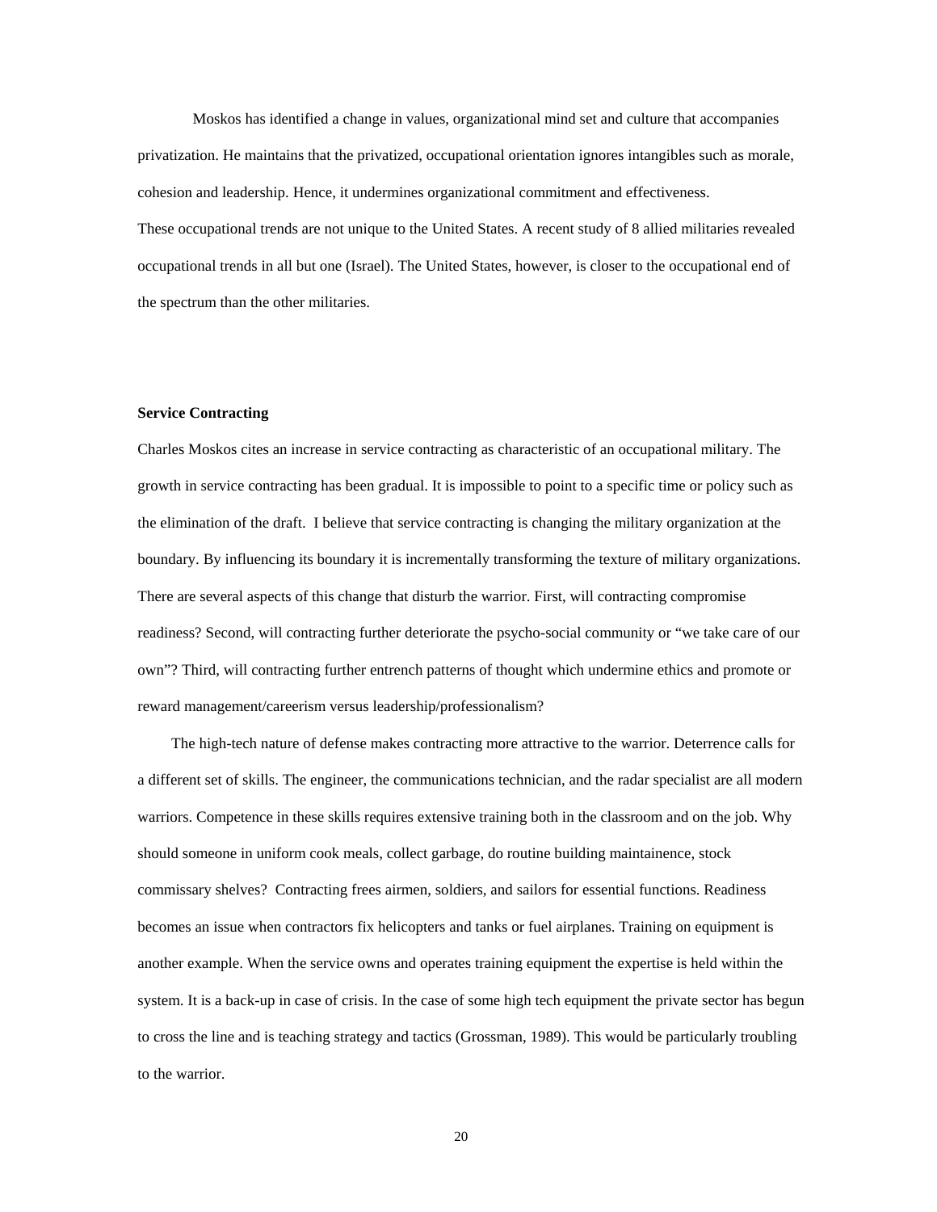Moskos has identified a change in values, organizational mind set and culture that accompanies privatization. He maintains that the privatized, occupational orientation ignores intangibles such as morale, cohesion and leadership. Hence, it undermines organizational commitment and effectiveness.

These occupational trends are not unique to the United States. A recent study of 8 allied militaries revealed occupational trends in all but one (Israel). The United States, however, is closer to the occupational end of the spectrum than the other militaries.

**Service Contracting**

Charles Moskos cites an increase in service contracting as characteristic of an occupational military. The growth in service contracting has been gradual. It is impossible to point to a specific time or policy such as the elimination of the draft. I believe that service contracting is changing the military organization at the boundary. By influencing its boundary it is incrementally transforming the texture of military organizations. There are several aspects of this change that disturb the warrior. First, will contracting compromise readiness? Second, will contracting further deteriorate the psycho-social community or "we take care of our own"? Third, will contracting further entrench patterns of thought which undermine ethics and promote or reward management/careerism versus leadership/professionalism?

The high-tech nature of defense makes contracting more attractive to the warrior. Deterrence calls for a different set of skills. The engineer, the communications technician, and the radar specialist are all modern warriors. Competence in these skills requires extensive training both in the classroom and on the job. Why should someone in uniform cook meals, collect garbage, do routine building maintainence, stock commissary shelves? Contracting frees airmen, soldiers, and sailors for essential functions. Readiness becomes an issue when contractors fix helicopters and tanks or fuel airplanes. Training on equipment is another example. When the service owns and operates training equipment the expertise is held within the system. It is a back-up in case of crisis. In the case of some high tech equipment the private sector has begun to cross the line and is teaching strategy and tactics (Grossman, 1989). This would be particularly troubling to the warrior.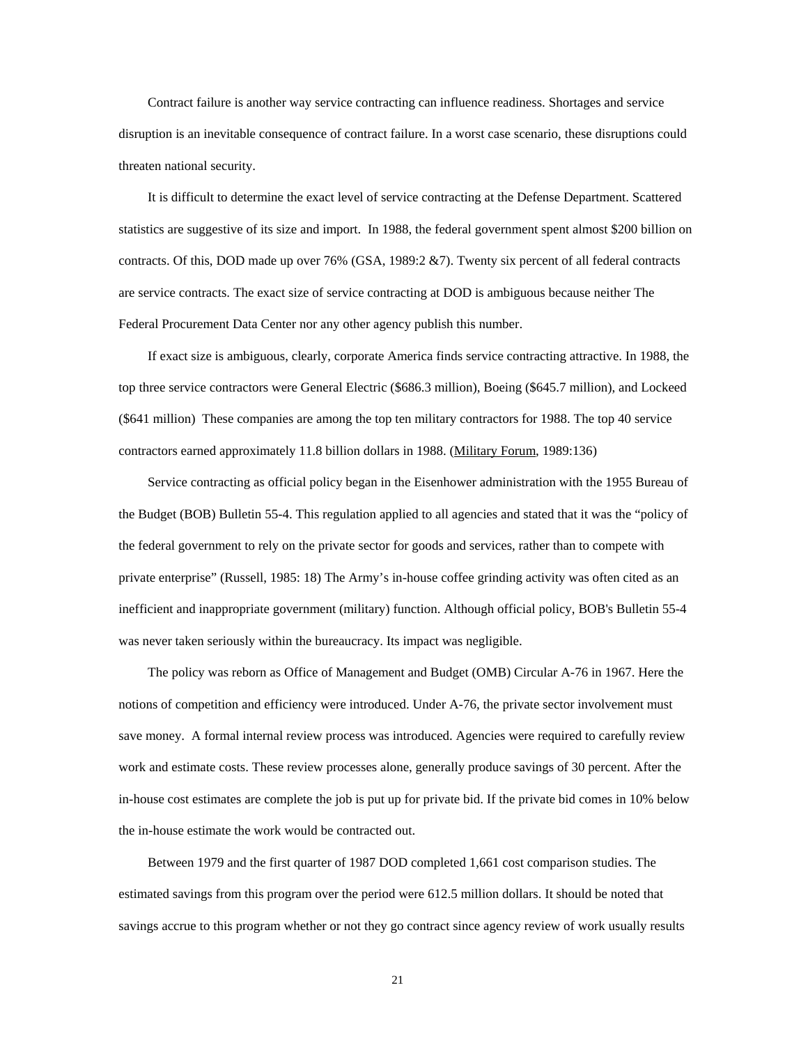Contract failure is another way service contracting can influence readiness. Shortages and service disruption is an inevitable consequence of contract failure. In a worst case scenario, these disruptions could threaten national security.

It is difficult to determine the exact level of service contracting at the Defense Department. Scattered statistics are suggestive of its size and import. In 1988, the federal government spent almost $200 billion on contracts. Of this, DOD made up over 76% (GSA, 1989:2 &7). Twenty six percent of all federal contracts are service contracts. The exact size of service contracting at DOD is ambiguous because neither The Federal Procurement Data Center nor any other agency publish this number.

If exact size is ambiguous, clearly, corporate America finds service contracting attractive. In 1988, the top three service contractors were General Electric ($686.3 million), Boeing ($645.7 million), and Lockeed ($641 million) These companies are among the top ten military contractors for 1988. The top 40 service contractors earned approximately 11.8 billion dollars in 1988. (Military Forum, 1989:136)

Service contracting as official policy began in the Eisenhower administration with the 1955 Bureau of the Budget (BOB) Bulletin 55-4. This regulation applied to all agencies and stated that it was the "policy of the federal government to rely on the private sector for goods and services, rather than to compete with private enterprise" (Russell, 1985: 18) The Army's in-house coffee grinding activity was often cited as an inefficient and inappropriate government (military) function. Although official policy, BOB's Bulletin 55-4 was never taken seriously within the bureaucracy. Its impact was negligible.

The policy was reborn as Office of Management and Budget (OMB) Circular A-76 in 1967. Here the notions of competition and efficiency were introduced. Under A-76, the private sector involvement must save money. A formal internal review process was introduced. Agencies were required to carefully review work and estimate costs. These review processes alone, generally produce savings of 30 percent. After the in-house cost estimates are complete the job is put up for private bid. If the private bid comes in 10% below the in-house estimate the work would be contracted out.

Between 1979 and the first quarter of 1987 DOD completed 1,661 cost comparison studies. The estimated savings from this program over the period were 612.5 million dollars. It should be noted that savings accrue to this program whether or not they go contract since agency review of work usually results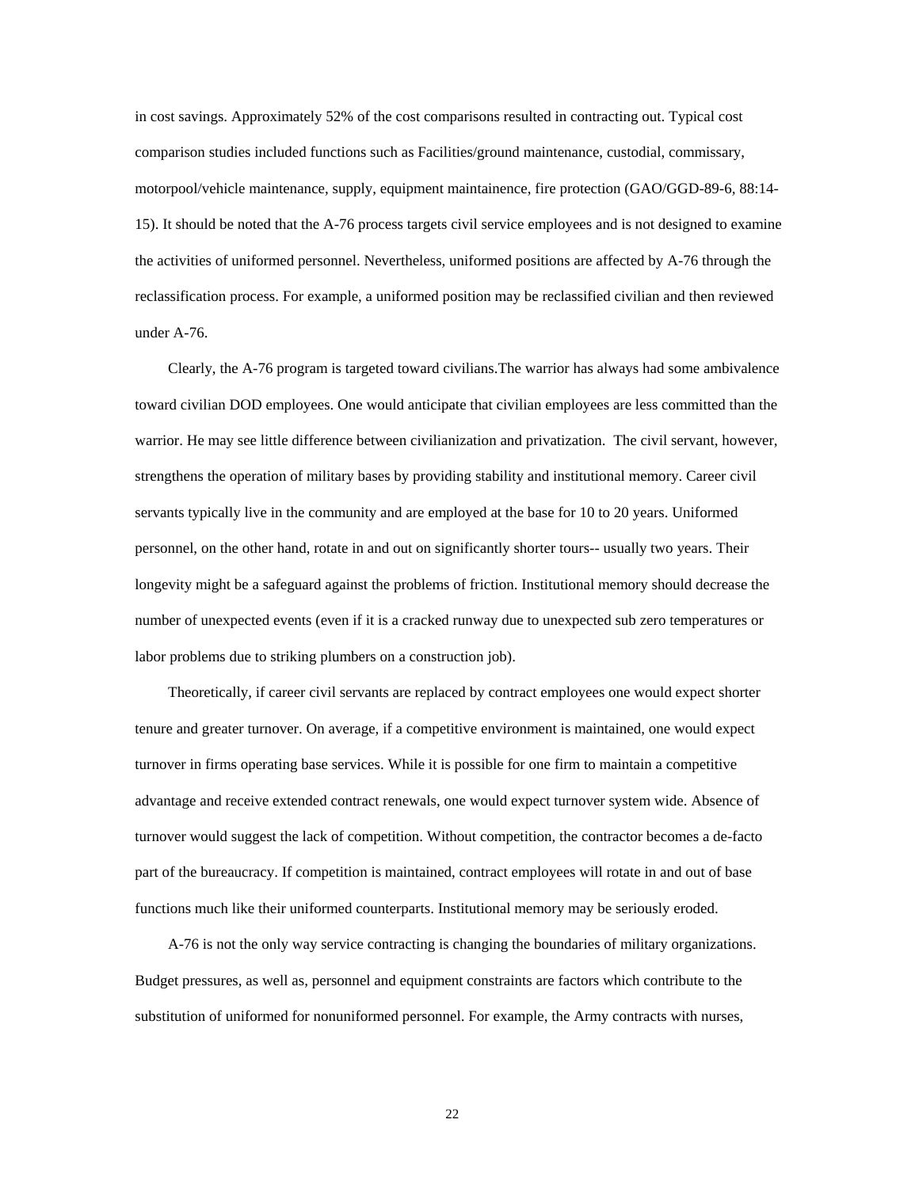in cost savings. Approximately 52% of the cost comparisons resulted in contracting out. Typical cost comparison studies included functions such as Facilities/ground maintenance, custodial, commissary, motorpool/vehicle maintenance, supply, equipment maintainence, fire protection (GAO/GGD-89-6, 88:14-15). It should be noted that the A-76 process targets civil service employees and is not designed to examine the activities of uniformed personnel. Nevertheless, uniformed positions are affected by A-76 through the reclassification process. For example, a uniformed position may be reclassified civilian and then reviewed under A-76.

Clearly, the A-76 program is targeted toward civilians.The warrior has always had some ambivalence toward civilian DOD employees. One would anticipate that civilian employees are less committed than the warrior. He may see little difference between civilianization and privatization. The civil servant, however, strengthens the operation of military bases by providing stability and institutional memory. Career civil servants typically live in the community and are employed at the base for 10 to 20 years. Uniformed personnel, on the other hand, rotate in and out on significantly shorter tours-- usually two years. Their longevity might be a safeguard against the problems of friction. Institutional memory should decrease the number of unexpected events (even if it is a cracked runway due to unexpected sub zero temperatures or labor problems due to striking plumbers on a construction job).

Theoretically, if career civil servants are replaced by contract employees one would expect shorter tenure and greater turnover. On average, if a competitive environment is maintained, one would expect turnover in firms operating base services. While it is possible for one firm to maintain a competitive advantage and receive extended contract renewals, one would expect turnover system wide. Absence of turnover would suggest the lack of competition. Without competition, the contractor becomes a de-facto part of the bureaucracy. If competition is maintained, contract employees will rotate in and out of base functions much like their uniformed counterparts. Institutional memory may be seriously eroded.

A-76 is not the only way service contracting is changing the boundaries of military organizations. Budget pressures, as well as, personnel and equipment constraints are factors which contribute to the substitution of uniformed for nonuniformed personnel. For example, the Army contracts with nurses,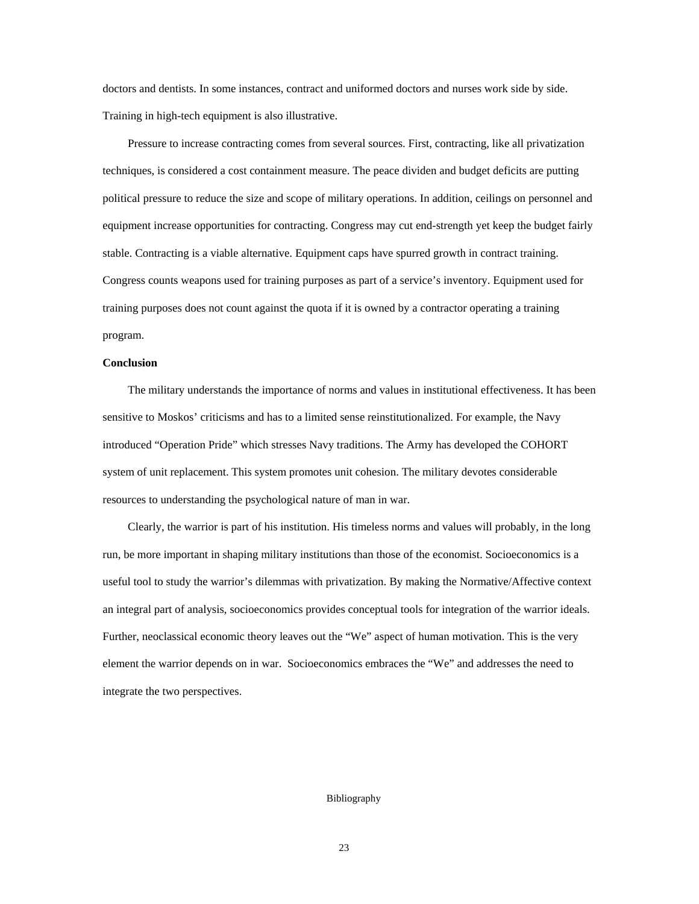doctors and dentists. In some instances, contract and uniformed doctors and nurses work side by side. Training in high-tech equipment is also illustrative.

Pressure to increase contracting comes from several sources. First, contracting, like all privatization techniques, is considered a cost containment measure. The peace dividen and budget deficits are putting political pressure to reduce the size and scope of military operations. In addition, ceilings on personnel and equipment increase opportunities for contracting. Congress may cut end-strength yet keep the budget fairly stable. Contracting is a viable alternative. Equipment caps have spurred growth in contract training. Congress counts weapons used for training purposes as part of a service's inventory. Equipment used for training purposes does not count against the quota if it is owned by a contractor operating a training program.

**Conclusion**

The military understands the importance of norms and values in institutional effectiveness. It has been sensitive to Moskos' criticisms and has to a limited sense reinstitutionalized. For example, the Navy introduced "Operation Pride" which stresses Navy traditions. The Army has developed the COHORT system of unit replacement. This system promotes unit cohesion. The military devotes considerable resources to understanding the psychological nature of man in war.

Clearly, the warrior is part of his institution. His timeless norms and values will probably, in the long run, be more important in shaping military institutions than those of the economist. Socioeconomics is a useful tool to study the warrior's dilemmas with privatization. By making the Normative/Affective context an integral part of analysis, socioeconomics provides conceptual tools for integration of the warrior ideals. Further, neoclassical economic theory leaves out the "We" aspect of human motivation. This is the very element the warrior depends on in war. Socioeconomics embraces the "We" and addresses the need to integrate the two perspectives.

Bibliography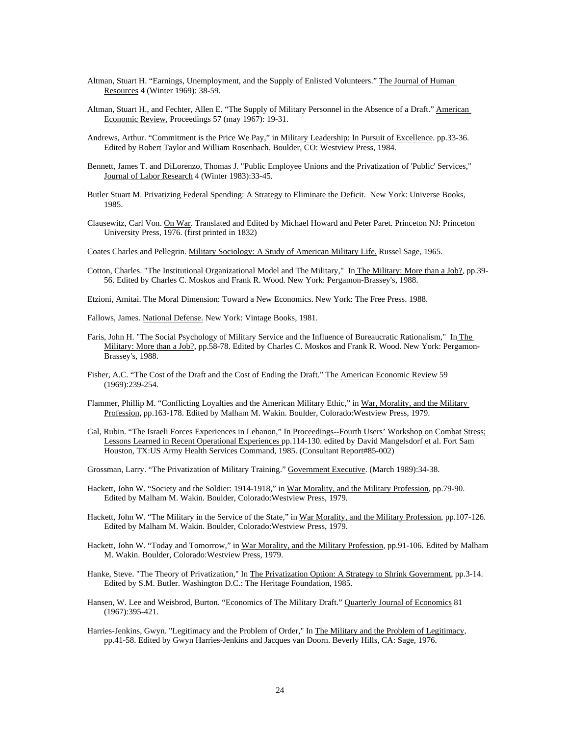Altman, Stuart H. “Earnings, Unemployment, and the Supply of Enlisted Volunteers.” The Journal of Human Resources 4 (Winter 1969): 38-59.

Altman, Stuart H., and Fechter, Allen E. “The Supply of Military Personnel in the Absence of a Draft.” American Economic Review, Proceedings 57 (may 1967): 19-31.

Andrews, Arthur. “Commitment is the Price We Pay,” in Military Leadership: In Pursuit of Excellence. pp.33-36. Edited by Robert Taylor and William Rosenbach. Boulder, CO: Westview Press, 1984.

Bennett, James T. and DiLorenzo, Thomas J. "Public Employee Unions and the Privatization of 'Public' Services," Journal of Labor Research 4 (Winter 1983):33-45.

Butler Stuart M. Privatizing Federal Spending: A Strategy to Eliminate the Deficit. New York: Universe Books, 1985.

Clausewitz, Carl Von. On War. Translated and Edited by Michael Howard and Peter Paret. Princeton NJ: Princeton University Press, 1976. (first printed in 1832)

Coates Charles and Pellegrin. Military Sociology: A Study of American Military Life. Russel Sage, 1965.

Cotton, Charles. "The Institutional Organizational Model and The Military," In The Military: More than a Job?, pp.39-56. Edited by Charles C. Moskos and Frank R. Wood. New York: Pergamon-Brassey's, 1988.

Etzioni, Amitai. The Moral Dimension: Toward a New Economics. New York: The Free Press. 1988.

Fallows, James. National Defense. New York: Vintage Books, 1981.

Faris, John H. "The Social Psychology of Military Service and the Influence of Bureaucratic Rationalism," In The Military: More than a Job?, pp.58-78. Edited by Charles C. Moskos and Frank R. Wood. New York: Pergamon-Brassey's, 1988.

Fisher, A.C. “The Cost of the Draft and the Cost of Ending the Draft.” The American Economic Review 59 (1969):239-254.

Flammer, Phillip M. “Conflicting Loyalties and the American Military Ethic,” in War, Morality, and the Military Profession, pp.163-178. Edited by Malham M. Wakin. Boulder, Colorado:Westview Press, 1979.

Gal, Rubin. “The Israeli Forces Experiences in Lebanon,” In Proceedings--Fourth Users’ Workshop on Combat Stress; Lessons Learned in Recent Operational Experiences pp.114-130. edited by David Mangelsdorf et al. Fort Sam Houston, TX:US Army Health Services Command, 1985. (Consultant Report#85-002)

Grossman, Larry. “The Privatization of Military Training.” Government Executive. (March 1989):34-38.

Hackett, John W. “Society and the Soldier: 1914-1918,” in War Morality, and the Military Profession, pp.79-90. Edited by Malham M. Wakin. Boulder, Colorado:Westview Press, 1979.

Hackett, John W. “The Military in the Service of the State,” in War Morality, and the Military Profession, pp.107-126. Edited by Malham M. Wakin. Boulder, Colorado:Westview Press, 1979.

Hackett, John W. “Today and Tomorrow,” in War Morality, and the Military Profession, pp.91-106. Edited by Malham M. Wakin. Boulder, Colorado:Westview Press, 1979.

Hanke, Steve. "The Theory of Privatization," In The Privatization Option: A Strategy to Shrink Government, pp.3-14. Edited by S.M. Butler. Washington D.C.: The Heritage Foundation, 1985.

Hansen, W. Lee and Weisbrod, Burton. “Economics of The Military Draft.” Quarterly Journal of Economics 81 (1967):395-421.

Harries-Jenkins, Gwyn. "Legitimacy and the Problem of Order," In The Military and the Problem of Legitimacy, pp.41-58. Edited by Gwyn Harries-Jenkins and Jacques van Doorn. Beverly Hills, CA: Sage, 1976.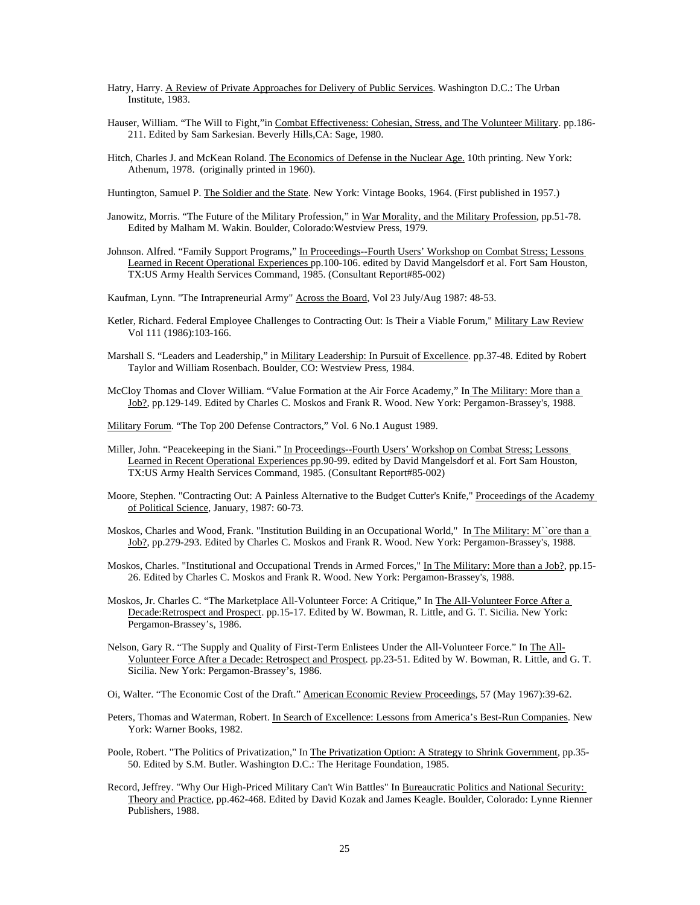Hatry, Harry. A Review of Private Approaches for Delivery of Public Services. Washington D.C.: The Urban Institute, 1983.

Hauser, William. "The Will to Fight,"in Combat Effectiveness: Cohesian, Stress, and The Volunteer Military. pp.186-211. Edited by Sam Sarkesian. Beverly Hills,CA: Sage, 1980.

Hitch, Charles J. and McKean Roland. The Economics of Defense in the Nuclear Age. 10th printing. New York: Athenum, 1978. (originally printed in 1960).

Huntington, Samuel P. The Soldier and the State. New York: Vintage Books, 1964. (First published in 1957.)

Janowitz, Morris. "The Future of the Military Profession," in War Morality, and the Military Profession, pp.51-78. Edited by Malham M. Wakin. Boulder, Colorado:Westview Press, 1979.

Johnson. Alfred. "Family Support Programs," In Proceedings--Fourth Users' Workshop on Combat Stress; Lessons Learned in Recent Operational Experiences pp.100-106. edited by David Mangelsdorf et al. Fort Sam Houston, TX:US Army Health Services Command, 1985. (Consultant Report#85-002)

Kaufman, Lynn. "The Intrapreneurial Army" Across the Board, Vol 23 July/Aug 1987: 48-53.

Ketler, Richard. Federal Employee Challenges to Contracting Out: Is Their a Viable Forum," Military Law Review Vol 111 (1986):103-166.

Marshall S. "Leaders and Leadership," in Military Leadership: In Pursuit of Excellence. pp.37-48. Edited by Robert Taylor and William Rosenbach. Boulder, CO: Westview Press, 1984.

McCloy Thomas and Clover William. "Value Formation at the Air Force Academy," In The Military: More than a Job?, pp.129-149. Edited by Charles C. Moskos and Frank R. Wood. New York: Pergamon-Brassey's, 1988.

Military Forum. "The Top 200 Defense Contractors," Vol. 6 No.1 August 1989.

Miller, John. "Peacekeeping in the Siani." In Proceedings--Fourth Users' Workshop on Combat Stress; Lessons Learned in Recent Operational Experiences pp.90-99. edited by David Mangelsdorf et al. Fort Sam Houston, TX:US Army Health Services Command, 1985. (Consultant Report#85-002)

Moore, Stephen. "Contracting Out: A Painless Alternative to the Budget Cutter's Knife," Proceedings of the Academy of Political Science, January, 1987: 60-73.

Moskos, Charles and Wood, Frank. "Institution Building in an Occupational World," In The Military: M``ore than a Job?, pp.279-293. Edited by Charles C. Moskos and Frank R. Wood. New York: Pergamon-Brassey's, 1988.

Moskos, Charles. "Institutional and Occupational Trends in Armed Forces," In The Military: More than a Job?, pp.15-26. Edited by Charles C. Moskos and Frank R. Wood. New York: Pergamon-Brassey's, 1988.

Moskos, Jr. Charles C. "The Marketplace All-Volunteer Force: A Critique," In The All-Volunteer Force After a Decade:Retrospect and Prospect. pp.15-17. Edited by W. Bowman, R. Little, and G. T. Sicilia. New York: Pergamon-Brassey's, 1986.

Nelson, Gary R. "The Supply and Quality of First-Term Enlistees Under the All-Volunteer Force." In The All-Volunteer Force After a Decade: Retrospect and Prospect. pp.23-51. Edited by W. Bowman, R. Little, and G. T. Sicilia. New York: Pergamon-Brassey's, 1986.

Oi, Walter. "The Economic Cost of the Draft." American Economic Review Proceedings, 57 (May 1967):39-62.

Peters, Thomas and Waterman, Robert. In Search of Excellence: Lessons from America's Best-Run Companies. New York: Warner Books, 1982.

Poole, Robert. "The Politics of Privatization," In The Privatization Option: A Strategy to Shrink Government, pp.35-50. Edited by S.M. Butler. Washington D.C.: The Heritage Foundation, 1985.

Record, Jeffrey. "Why Our High-Priced Military Can't Win Battles" In Bureaucratic Politics and National Security: Theory and Practice, pp.462-468. Edited by David Kozak and James Keagle. Boulder, Colorado: Lynne Rienner Publishers, 1988.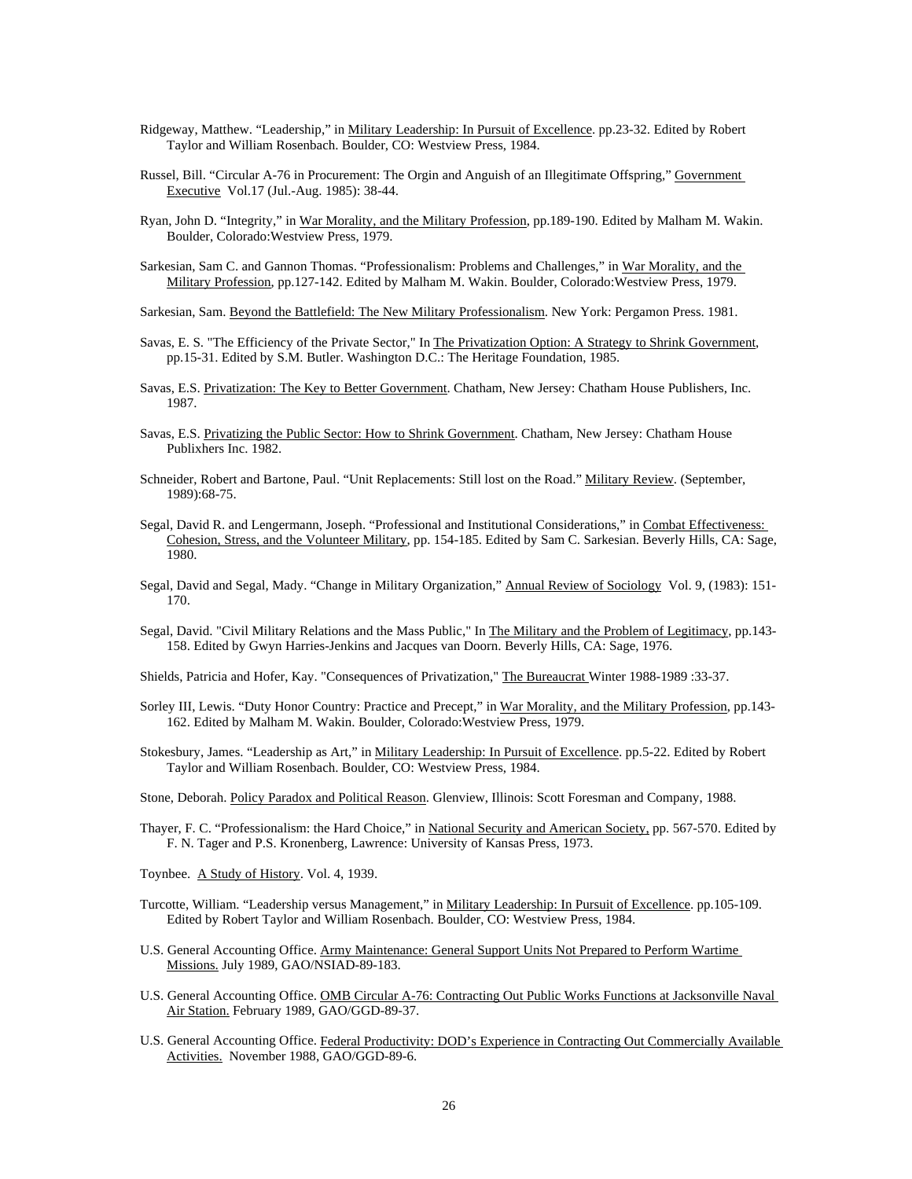Ridgeway, Matthew. "Leadership," in Military Leadership: In Pursuit of Excellence. pp.23-32. Edited by Robert Taylor and William Rosenbach. Boulder, CO: Westview Press, 1984.

Russel, Bill. "Circular A-76 in Procurement: The Orgin and Anguish of an Illegitimate Offspring," Government Executive Vol.17 (Jul.-Aug. 1985): 38-44.

Ryan, John D. "Integrity," in War Morality, and the Military Profession, pp.189-190. Edited by Malham M. Wakin. Boulder, Colorado:Westview Press, 1979.

Sarkesian, Sam C. and Gannon Thomas. "Professionalism: Problems and Challenges," in War Morality, and the Military Profession, pp.127-142. Edited by Malham M. Wakin. Boulder, Colorado:Westview Press, 1979.

Sarkesian, Sam. Beyond the Battlefield: The New Military Professionalism. New York: Pergamon Press. 1981.

Savas, E. S. "The Efficiency of the Private Sector," In The Privatization Option: A Strategy to Shrink Government, pp.15-31. Edited by S.M. Butler. Washington D.C.: The Heritage Foundation, 1985.

Savas, E.S. Privatization: The Key to Better Government. Chatham, New Jersey: Chatham House Publishers, Inc. 1987.

Savas, E.S. Privatizing the Public Sector: How to Shrink Government. Chatham, New Jersey: Chatham House Publixhers Inc. 1982.

Schneider, Robert and Bartone, Paul. "Unit Replacements: Still lost on the Road." Military Review. (September, 1989):68-75.

Segal, David R. and Lengermann, Joseph. "Professional and Institutional Considerations," in Combat Effectiveness: Cohesion, Stress, and the Volunteer Military, pp. 154-185. Edited by Sam C. Sarkesian. Beverly Hills, CA: Sage, 1980.

Segal, David and Segal, Mady. "Change in Military Organization," Annual Review of Sociology Vol. 9, (1983): 151-170.

Segal, David. "Civil Military Relations and the Mass Public," In The Military and the Problem of Legitimacy, pp.143-158. Edited by Gwyn Harries-Jenkins and Jacques van Doorn. Beverly Hills, CA: Sage, 1976.

Shields, Patricia and Hofer, Kay. "Consequences of Privatization," The Bureaucrat Winter 1988-1989 :33-37.

Sorley III, Lewis. "Duty Honor Country: Practice and Precept," in War Morality, and the Military Profession, pp.143-162. Edited by Malham M. Wakin. Boulder, Colorado:Westview Press, 1979.

Stokesbury, James. "Leadership as Art," in Military Leadership: In Pursuit of Excellence. pp.5-22. Edited by Robert Taylor and William Rosenbach. Boulder, CO: Westview Press, 1984.

Stone, Deborah. Policy Paradox and Political Reason. Glenview, Illinois: Scott Foresman and Company, 1988.

Thayer, F. C. "Professionalism: the Hard Choice," in National Security and American Society, pp. 567-570. Edited by F. N. Tager and P.S. Kronenberg, Lawrence: University of Kansas Press, 1973.

Toynbee. A Study of History. Vol. 4, 1939.

Turcotte, William. "Leadership versus Management," in Military Leadership: In Pursuit of Excellence. pp.105-109. Edited by Robert Taylor and William Rosenbach. Boulder, CO: Westview Press, 1984.

U.S. General Accounting Office. Army Maintenance: General Support Units Not Prepared to Perform Wartime Missions. July 1989, GAO/NSIAD-89-183.

U.S. General Accounting Office. OMB Circular A-76: Contracting Out Public Works Functions at Jacksonville Naval Air Station. February 1989, GAO/GGD-89-37.

U.S. General Accounting Office. Federal Productivity: DOD's Experience in Contracting Out Commercially Available Activities. November 1988, GAO/GGD-89-6.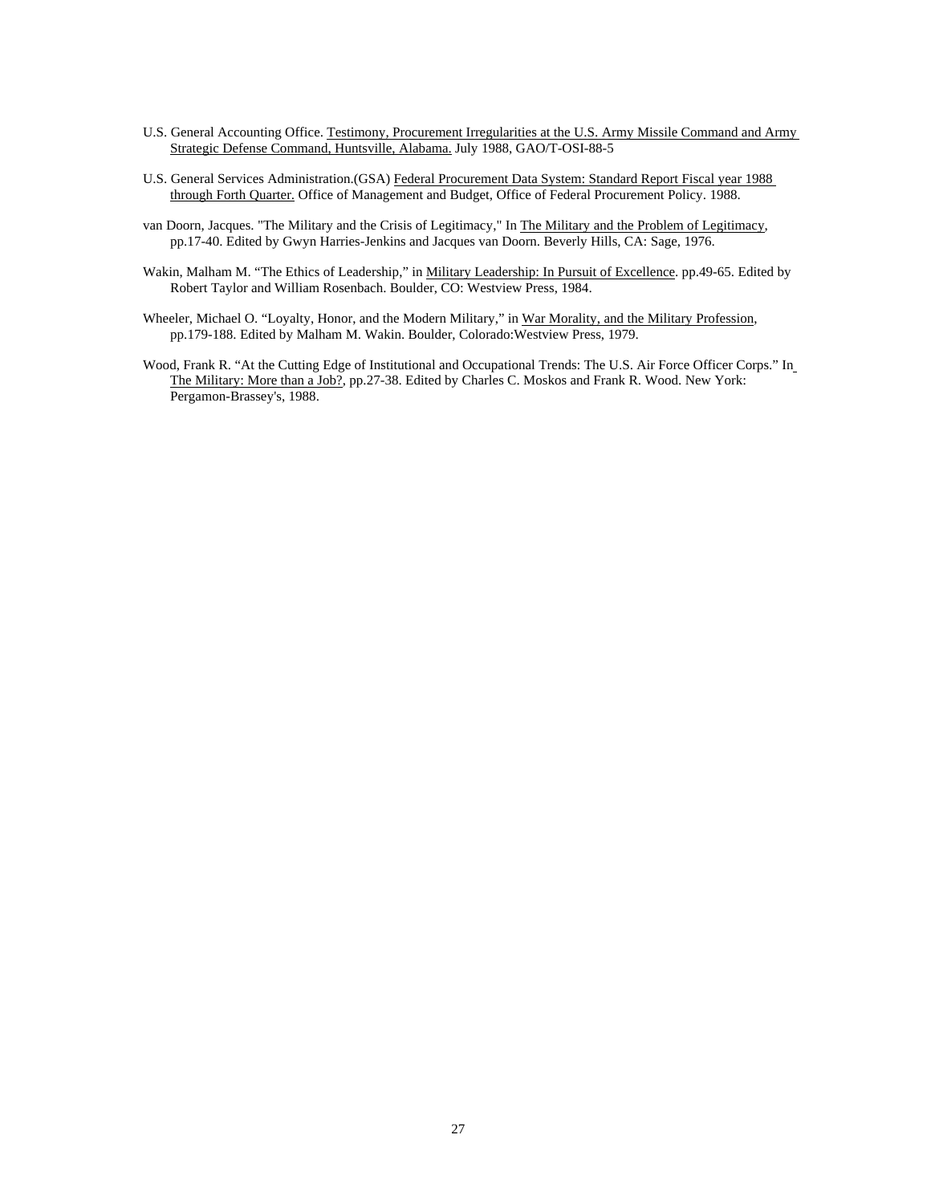U.S. General Accounting Office. Testimony, Procurement Irregularities at the U.S. Army Missile Command and Army Strategic Defense Command, Huntsville, Alabama. July 1988, GAO/T-OSI-88-5

U.S. General Services Administration.(GSA) Federal Procurement Data System: Standard Report Fiscal year 1988 through Forth Quarter. Office of Management and Budget, Office of Federal Procurement Policy. 1988.

van Doorn, Jacques. "The Military and the Crisis of Legitimacy," In The Military and the Problem of Legitimacy, pp.17-40. Edited by Gwyn Harries-Jenkins and Jacques van Doorn. Beverly Hills, CA: Sage, 1976.

Wakin, Malham M. "The Ethics of Leadership," in Military Leadership: In Pursuit of Excellence. pp.49-65. Edited by Robert Taylor and William Rosenbach. Boulder, CO: Westview Press, 1984.

Wheeler, Michael O. "Loyalty, Honor, and the Modern Military," in War Morality, and the Military Profession, pp.179-188. Edited by Malham M. Wakin. Boulder, Colorado:Westview Press, 1979.

Wood, Frank R. "At the Cutting Edge of Institutional and Occupational Trends: The U.S. Air Force Officer Corps." In The Military: More than a Job?, pp.27-38. Edited by Charles C. Moskos and Frank R. Wood. New York: Pergamon-Brassey's, 1988.